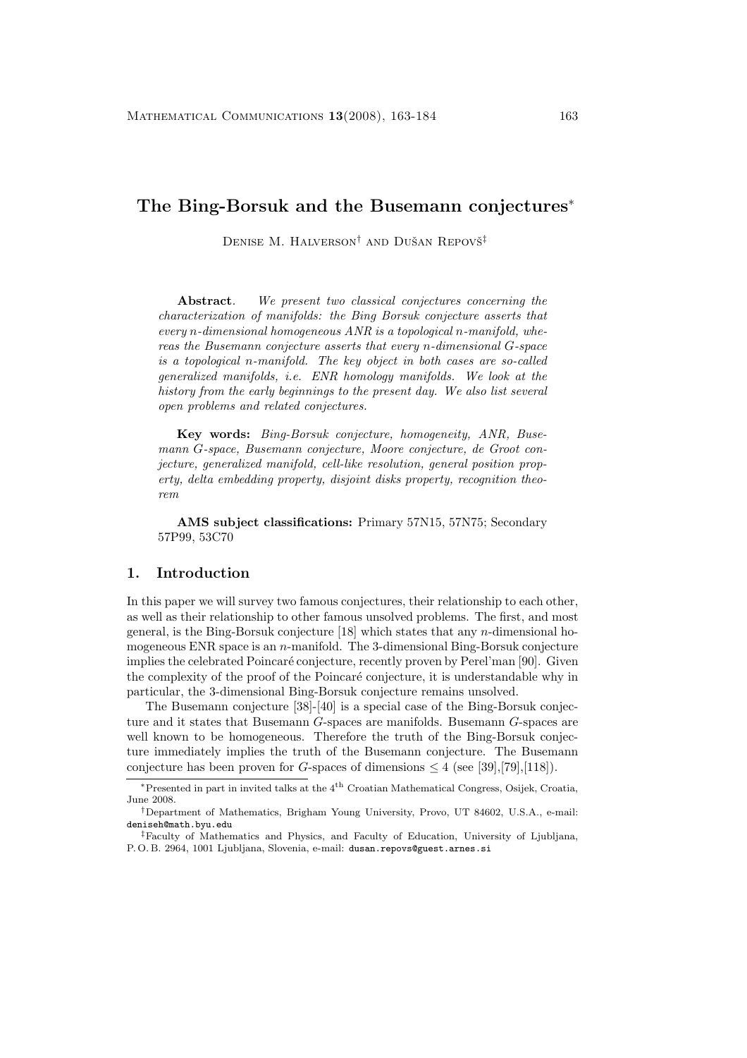# The Bing-Borsuk and the Busemann conjectures*

Denise M. Halverson† and Dušan Repovš‡

**Abstract**. *We present two classical conjectures concerning the characterization of manifolds: the Bing Borsuk conjecture asserts that every $n$-dimensional homogeneous ANR is a topological $n$-manifold, whereas the Busemann conjecture asserts that every $n$-dimensional $G$-space is a topological $n$-manifold. The key object in both cases are so-called generalized manifolds, i.e. ENR homology manifolds. We look at the history from the early beginnings to the present day. We also list several open problems and related conjectures.*

**Key words:** *Bing-Borsuk conjecture, homogeneity, ANR, Busemann $G$-space, Busemann conjecture, Moore conjecture, de Groot conjecture, generalized manifold, cell-like resolution, general position property, delta embedding property, disjoint disks property, recognition theorem*

**AMS subject classifications:** Primary 57N15, 57N75; Secondary 57P99, 53C70

## 1. Introduction

In this paper we will survey two famous conjectures, their relationship to each other, as well as their relationship to other famous unsolved problems. The first, and most general, is the Bing-Borsuk conjecture [18] which states that any $n$-dimensional homogeneous ENR space is an $n$-manifold. The 3-dimensional Bing-Borsuk conjecture implies the celebrated Poincaré conjecture, recently proven by Perel'man [90]. Given the complexity of the proof of the Poincaré conjecture, it is understandable why in particular, the 3-dimensional Bing-Borsuk conjecture remains unsolved.

The Busemann conjecture [38]-[40] is a special case of the Bing-Borsuk conjecture and it states that Busemann $G$-spaces are manifolds. Busemann $G$-spaces are well known to be homogeneous. Therefore the truth of the Bing-Borsuk conjecture immediately implies the truth of the Busemann conjecture. The Busemann conjecture has been proven for $G$-spaces of dimensions $\leq 4$ (see [39],[79],[118]).

*Presented in part in invited talks at the 4th Croatian Mathematical Congress, Osijek, Croatia, June 2008.

†Department of Mathematics, Brigham Young University, Provo, UT 84602, U.S.A., e-mail: deniseh@math.byu.edu

‡Faculty of Mathematics and Physics, and Faculty of Education, University of Ljubljana, P. O. B. 2964, 1001 Ljubljana, Slovenia, e-mail: dusan.repovs@guest.arnes.si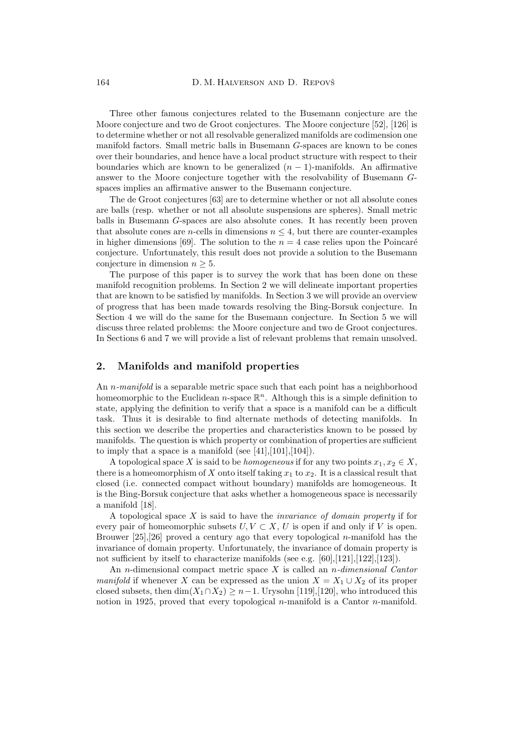Three other famous conjectures related to the Busemann conjecture are the Moore conjecture and two de Groot conjectures. The Moore conjecture [52], [126] is to determine whether or not all resolvable generalized manifolds are codimension one manifold factors. Small metric balls in Busemann $G$-spaces are known to be cones over their boundaries, and hence have a local product structure with respect to their boundaries which are known to be generalized $(n-1)$-manifolds. An affirmative answer to the Moore conjecture together with the resolvability of Busemann $G$-spaces implies an affirmative answer to the Busemann conjecture.

The de Groot conjectures [63] are to determine whether or not all absolute cones are balls (resp. whether or not all absolute suspensions are spheres). Small metric balls in Busemann $G$-spaces are also absolute cones. It has recently been proven that absolute cones are $n$-cells in dimensions $n \leq 4$, but there are counter-examples in higher dimensions [69]. The solution to the $n = 4$ case relies upon the Poincaré conjecture. Unfortunately, this result does not provide a solution to the Busemann conjecture in dimension $n \geq 5$.

The purpose of this paper is to survey the work that has been done on these manifold recognition problems. In Section 2 we will delineate important properties that are known to be satisfied by manifolds. In Section 3 we will provide an overview of progress that has been made towards resolving the Bing-Borsuk conjecture. In Section 4 we will do the same for the Busemann conjecture. In Section 5 we will discuss three related problems: the Moore conjecture and two de Groot conjectures. In Sections 6 and 7 we will provide a list of relevant problems that remain unsolved.

## 2. Manifolds and manifold properties

An *$n$-manifold* is a separable metric space such that each point has a neighborhood homeomorphic to the Euclidean $n$-space $\mathbb{R}^n$. Although this is a simple definition to state, applying the definition to verify that a space is a manifold can be a difficult task. Thus it is desirable to find alternate methods of detecting manifolds. In this section we describe the properties and characteristics known to be possed by manifolds. The question is which property or combination of properties are sufficient to imply that a space is a manifold (see [41],[101],[104]).

A topological space $X$ is said to be *homogeneous* if for any two points $x_1, x_2 \in X$, there is a homeomorphism of $X$ onto itself taking $x_1$ to $x_2$. It is a classical result that closed (i.e. connected compact without boundary) manifolds are homogeneous. It is the Bing-Borsuk conjecture that asks whether a homogeneous space is necessarily a manifold [18].

A topological space $X$ is said to have the *invariance of domain property* if for every pair of homeomorphic subsets $U, V \subset X$, $U$ is open if and only if $V$ is open. Brouwer [25],[26] proved a century ago that every topological $n$-manifold has the invariance of domain property. Unfortunately, the invariance of domain property is not sufficient by itself to characterize manifolds (see e.g. [60],[121],[122],[123]).

An $n$-dimensional compact metric space $X$ is called an *$n$-dimensional Cantor manifold* if whenever $X$ can be expressed as the union $X = X_1 \cup X_2$ of its proper closed subsets, then $\dim(X_1 \cap X_2) \geq n-1$. Urysohn [119],[120], who introduced this notion in 1925, proved that every topological $n$-manifold is a Cantor $n$-manifold.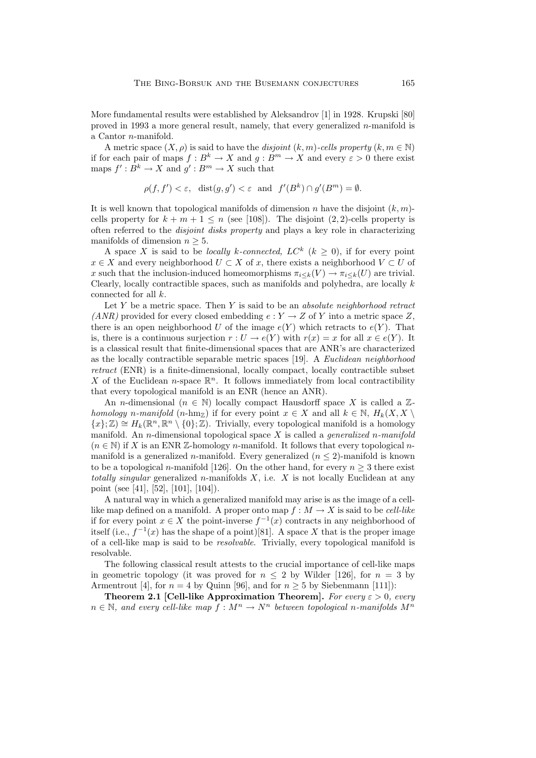More fundamental results were established by Aleksandrov [1] in 1928. Krupski [80] proved in 1993 a more general result, namely, that every generalized $n$-manifold is a Cantor $n$-manifold.

A metric space $(X, \rho)$ is said to have the *disjoint* $(k, m)$*-cells property* $(k, m \in \mathbb{N})$ if for each pair of maps $f : B^k \to X$ and $g : B^m \to X$ and every $\varepsilon > 0$ there exist maps $f' : B^k \to X$ and $g' : B^m \to X$ such that

$$\rho(f, f') < \varepsilon, \quad \text{dist}(g, g') < \varepsilon \quad \text{and} \quad f'(B^k) \cap g'(B^m) = \emptyset.$$

It is well known that topological manifolds of dimension $n$ have the disjoint $(k, m)$-cells property for $k + m + 1 \leq n$ (see [108]). The disjoint $(2, 2)$-cells property is often referred to the *disjoint disks property* and plays a key role in characterizing manifolds of dimension $n \geq 5$.

A space $X$ is said to be *locally $k$-connected,* $LC^k$ $(k \geq 0)$, if for every point $x \in X$ and every neighborhood $U \subset X$ of $x$, there exists a neighborhood $V \subset U$ of $x$ such that the inclusion-induced homeomorphisms $\pi_{i \leq k}(V) \to \pi_{i \leq k}(U)$ are trivial. Clearly, locally contractible spaces, such as manifolds and polyhedra, are locally $k$ connected for all $k$.

Let $Y$ be a metric space. Then $Y$ is said to be an *absolute neighborhood retract (ANR)* provided for every closed embedding $e : Y \to Z$ of $Y$ into a metric space $Z$, there is an open neighborhood $U$ of the image $e(Y)$ which retracts to $e(Y)$. That is, there is a continuous surjection $r : U \to e(Y)$ with $r(x) = x$ for all $x \in e(Y)$. It is a classical result that finite-dimensional spaces that are ANR's are characterized as the locally contractible separable metric spaces [19]. A *Euclidean neighborhood retract* (ENR) is a finite-dimensional, locally compact, locally contractible subset $X$ of the Euclidean $n$-space $\mathbb{R}^n$. It follows immediately from local contractibility that every topological manifold is an ENR (hence an ANR).

An $n$-dimensional $(n \in \mathbb{N})$ locally compact Hausdorff space $X$ is called a $\mathbb{Z}$*-homology $n$-manifold* ($n$-hm$_{\mathbb{Z}}$) if for every point $x \in X$ and all $k \in \mathbb{N}$, $H_k(X, X \setminus \{x\}; \mathbb{Z}) \cong H_k(\mathbb{R}^n, \mathbb{R}^n \setminus \{0\}; \mathbb{Z})$. Trivially, every topological manifold is a homology manifold. An $n$-dimensional topological space $X$ is called a *generalized $n$-manifold* $(n \in \mathbb{N})$ if $X$ is an ENR $\mathbb{Z}$-homology $n$-manifold. It follows that every topological $n$-manifold is a generalized $n$-manifold. Every generalized $(n \leq 2)$-manifold is known to be a topological $n$-manifold [126]. On the other hand, for every $n \geq 3$ there exist *totally singular* generalized $n$-manifolds $X$, i.e. $X$ is not locally Euclidean at any point (see [41], [52], [101], [104]).

A natural way in which a generalized manifold may arise is as the image of a cell-like map defined on a manifold. A proper onto map $f : M \to X$ is said to be *cell-like* if for every point $x \in X$ the point-inverse $f^{-1}(x)$ contracts in any neighborhood of itself (i.e., $f^{-1}(x)$ has the shape of a point)[81]. A space $X$ that is the proper image of a cell-like map is said to be *resolvable*. Trivially, every topological manifold is resolvable.

The following classical result attests to the crucial importance of cell-like maps in geometric topology (it was proved for $n \leq 2$ by Wilder [126], for $n = 3$ by Armentrout [4], for $n = 4$ by Quinn [96], and for $n \geq 5$ by Siebenmann [111]):

**Theorem 2.1 [Cell-like Approximation Theorem].** *For every $\varepsilon > 0$, every $n \in \mathbb{N}$, and every cell-like map $f : M^n \to N^n$ between topological $n$-manifolds $M^n$*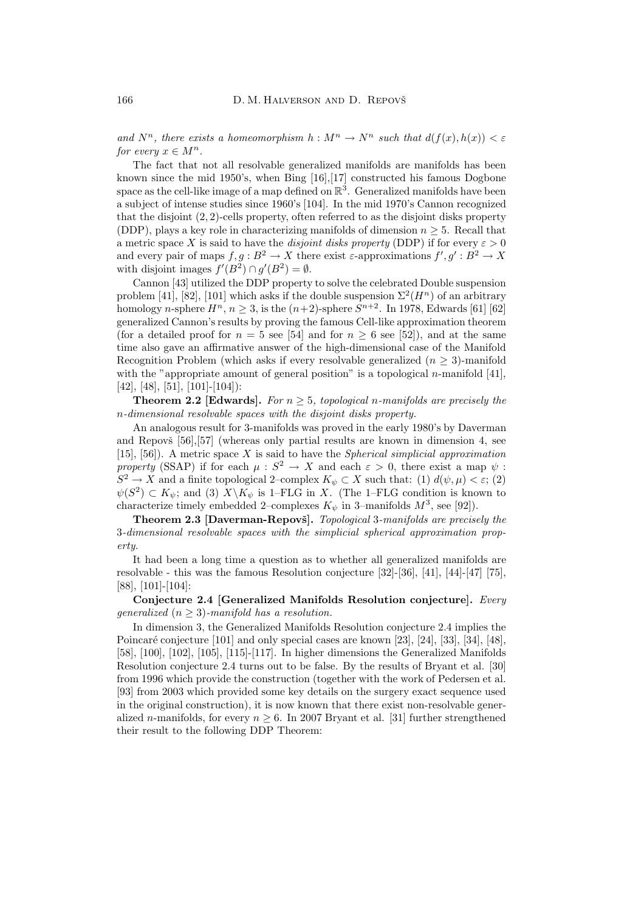*and $N^n$, there exists a homeomorphism $h : M^n \to N^n$ such that $d(f(x), h(x)) < \varepsilon$ for every $x \in M^n$.*

The fact that not all resolvable generalized manifolds are manifolds has been known since the mid 1950's, when Bing [16],[17] constructed his famous Dogbone space as the cell-like image of a map defined on $\mathbb{R}^3$. Generalized manifolds have been a subject of intense studies since 1960's [104]. In the mid 1970's Cannon recognized that the disjoint $(2, 2)$-cells property, often referred to as the disjoint disks property (DDP), plays a key role in characterizing manifolds of dimension $n \geq 5$. Recall that a metric space $X$ is said to have the *disjoint disks property* (DDP) if for every $\varepsilon > 0$ and every pair of maps $f, g : B^2 \to X$ there exist $\varepsilon$-approximations $f', g' : B^2 \to X$ with disjoint images $f'(B^2) \cap g'(B^2) = \emptyset$.

Cannon [43] utilized the DDP property to solve the celebrated Double suspension problem [41], [82], [101] which asks if the double suspension $\Sigma^2(H^n)$ of an arbitrary homology $n$-sphere $H^n$, $n \geq 3$, is the $(n+2)$-sphere $S^{n+2}$. In 1978, Edwards [61] [62] generalized Cannon's results by proving the famous Cell-like approximation theorem (for a detailed proof for $n = 5$ see [54] and for $n \geq 6$ see [52]), and at the same time also gave an affirmative answer of the high-dimensional case of the Manifold Recognition Problem (which asks if every resolvable generalized $(n \geq 3)$-manifold with the "appropriate amount of general position" is a topological $n$-manifold [41], [42], [48], [51], [101]-[104]):

**Theorem 2.2 [Edwards].** *For $n \geq 5$, topological $n$-manifolds are precisely the $n$-dimensional resolvable spaces with the disjoint disks property.*

An analogous result for 3-manifolds was proved in the early 1980's by Daverman and Repovš [56],[57] (whereas only partial results are known in dimension 4, see [15], [56]). A metric space $X$ is said to have the *Spherical simplicial approximation property* (SSAP) if for each $\mu : S^2 \to X$ and each $\varepsilon > 0$, there exist a map $\psi : S^2 \to X$ and a finite topological 2–complex $K_\psi \subset X$ such that: (1) $d(\psi, \mu) < \varepsilon$; (2) $\psi(S^2) \subset K_\psi$; and (3) $X \backslash K_\psi$ is 1–FLG in $X$. (The 1–FLG condition is known to characterize timely embedded 2–complexes $K_\psi$ in 3–manifolds $M^3$, see [92]).

**Theorem 2.3 [Daverman-Repovš].** *Topological 3-manifolds are precisely the 3-dimensional resolvable spaces with the simplicial spherical approximation property.*

It had been a long time a question as to whether all generalized manifolds are resolvable - this was the famous Resolution conjecture [32]-[36], [41], [44]-[47] [75], [88], [101]-[104]:

**Conjecture 2.4 [Generalized Manifolds Resolution conjecture].** *Every generalized $(n \geq 3)$-manifold has a resolution.*

In dimension 3, the Generalized Manifolds Resolution conjecture 2.4 implies the Poincaré conjecture [101] and only special cases are known [23], [24], [33], [34], [48], [58], [100], [102], [105], [115]-[117]. In higher dimensions the Generalized Manifolds Resolution conjecture 2.4 turns out to be false. By the results of Bryant et al. [30] from 1996 which provide the construction (together with the work of Pedersen et al. [93] from 2003 which provided some key details on the surgery exact sequence used in the original construction), it is now known that there exist non-resolvable generalized $n$-manifolds, for every $n \geq 6$. In 2007 Bryant et al. [31] further strengthened their result to the following DDP Theorem: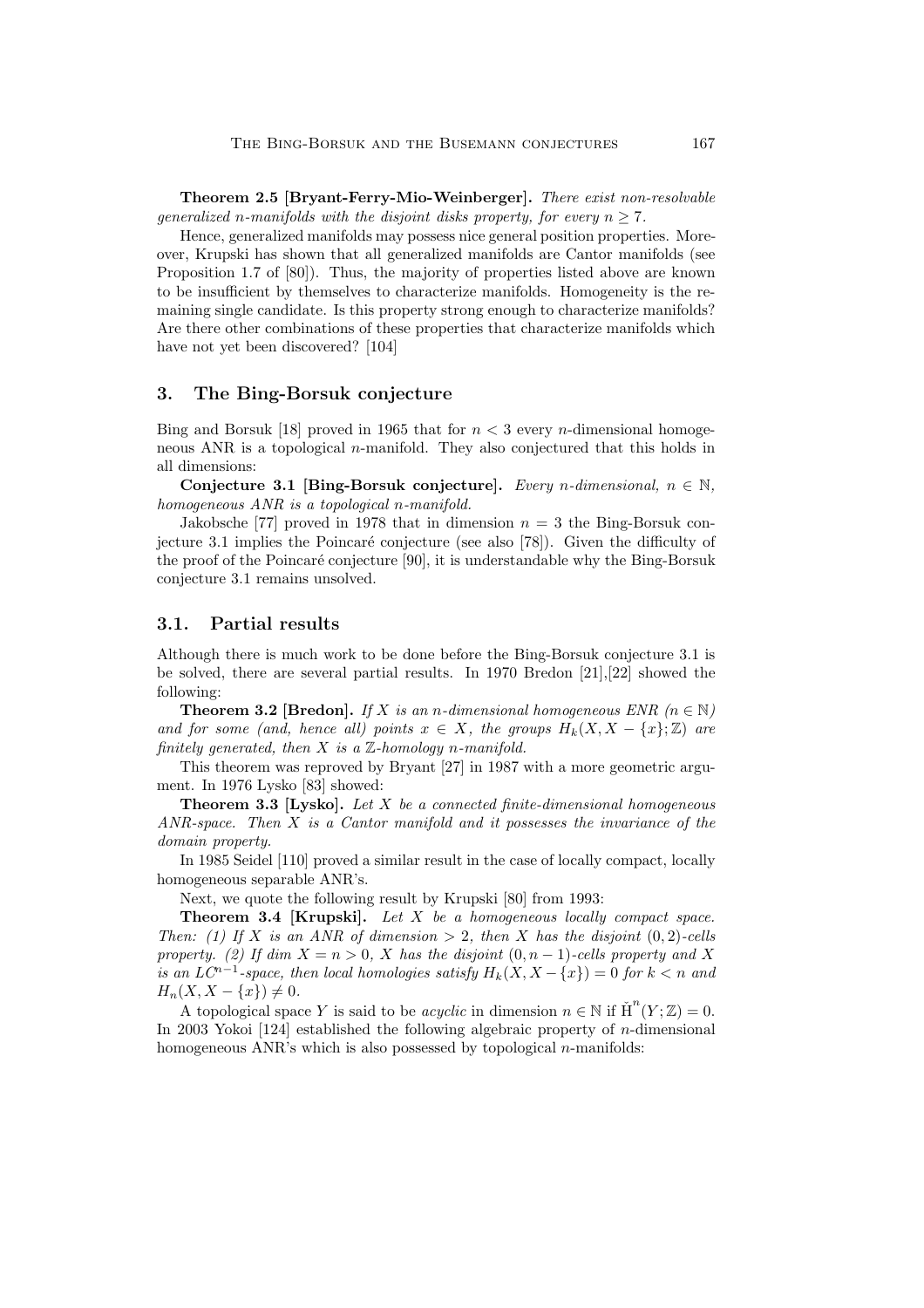**Theorem 2.5 [Bryant-Ferry-Mio-Weinberger].** *There exist non-resolvable generalized $n$-manifolds with the disjoint disks property, for every $n \geq 7$.*

Hence, generalized manifolds may possess nice general position properties. Moreover, Krupski has shown that all generalized manifolds are Cantor manifolds (see Proposition 1.7 of [80]). Thus, the majority of properties listed above are known to be insufficient by themselves to characterize manifolds. Homogeneity is the remaining single candidate. Is this property strong enough to characterize manifolds? Are there other combinations of these properties that characterize manifolds which have not yet been discovered? [104]

## 3. The Bing-Borsuk conjecture

Bing and Borsuk [18] proved in 1965 that for $n < 3$ every $n$-dimensional homogeneous ANR is a topological $n$-manifold. They also conjectured that this holds in all dimensions:

**Conjecture 3.1 [Bing-Borsuk conjecture].** *Every $n$-dimensional, $n \in \mathbb{N}$, homogeneous ANR is a topological $n$-manifold.*

Jakobsche [77] proved in 1978 that in dimension $n = 3$ the Bing-Borsuk conjecture 3.1 implies the Poincaré conjecture (see also [78]). Given the difficulty of the proof of the Poincaré conjecture [90], it is understandable why the Bing-Borsuk conjecture 3.1 remains unsolved.

### 3.1. Partial results

Although there is much work to be done before the Bing-Borsuk conjecture 3.1 is be solved, there are several partial results. In 1970 Bredon [21],[22] showed the following:

**Theorem 3.2 [Bredon].** *If $X$ is an $n$-dimensional homogeneous ENR ($n \in \mathbb{N}$) and for some (and, hence all) points $x \in X$, the groups $H_k(X, X - \{x\}; \mathbb{Z})$ are finitely generated, then $X$ is a $\mathbb{Z}$-homology $n$-manifold.*

This theorem was reproved by Bryant [27] in 1987 with a more geometric argument. In 1976 Lysko [83] showed:

**Theorem 3.3 [Lysko].** *Let $X$ be a connected finite-dimensional homogeneous ANR-space. Then $X$ is a Cantor manifold and it possesses the invariance of the domain property.*

In 1985 Seidel [110] proved a similar result in the case of locally compact, locally homogeneous separable ANR's.

Next, we quote the following result by Krupski [80] from 1993:

**Theorem 3.4 [Krupski].** *Let $X$ be a homogeneous locally compact space. Then: (1) If $X$ is an ANR of dimension $> 2$, then $X$ has the disjoint $(0, 2)$-cells property. (2) If $\dim X = n > 0$, $X$ has the disjoint $(0, n-1)$-cells property and $X$ is an $LC^{n-1}$-space, then local homologies satisfy $H_k(X, X - \{x\}) = 0$ for $k < n$ and $H_n(X, X - \{x\}) \neq 0$.*

A topological space $Y$ is said to be *acyclic* in dimension $n \in \mathbb{N}$ if $\check{\mathrm{H}}^n(Y; \mathbb{Z}) = 0$. In 2003 Yokoi [124] established the following algebraic property of $n$-dimensional homogeneous ANR's which is also possessed by topological $n$-manifolds: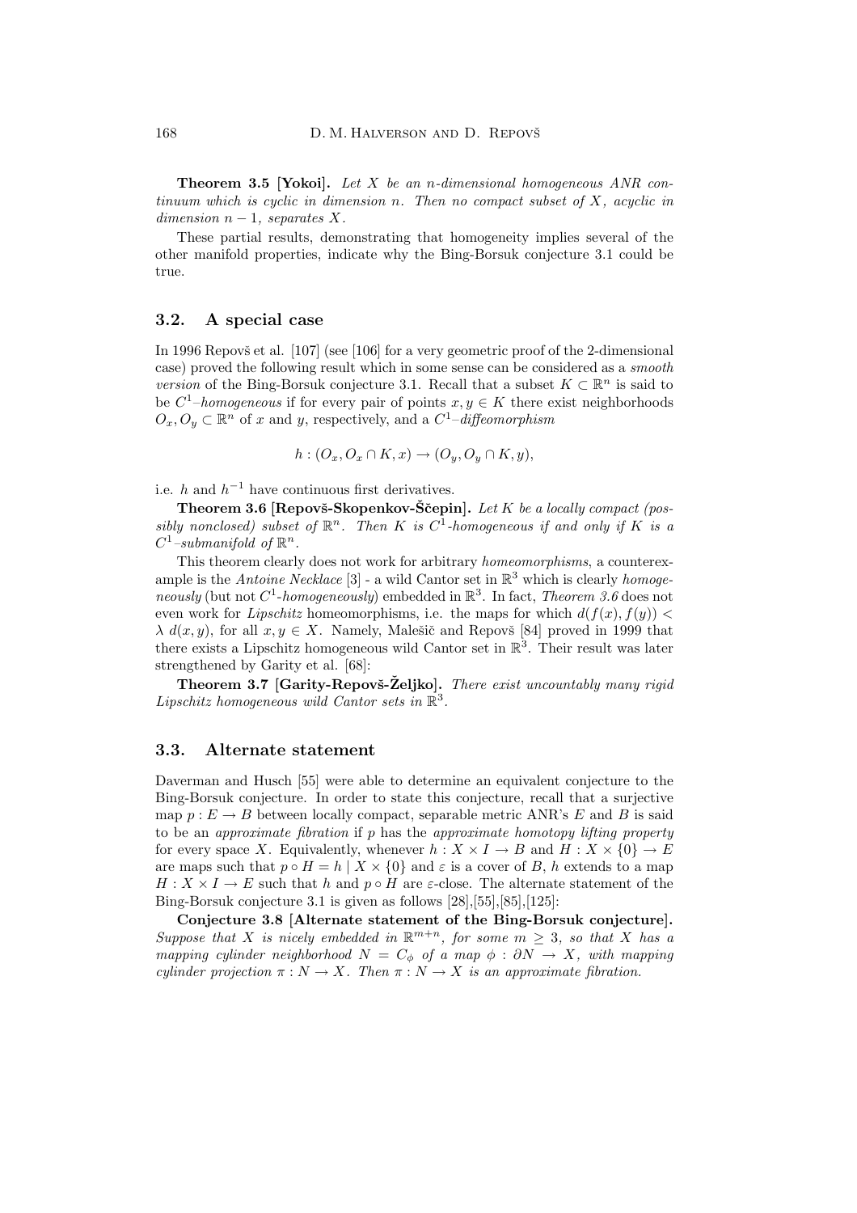**Theorem 3.5 [Yokoi].** *Let $X$ be an $n$-dimensional homogeneous ANR continuum which is cyclic in dimension $n$. Then no compact subset of $X$, acyclic in dimension $n-1$, separates $X$.*

These partial results, demonstrating that homogeneity implies several of the other manifold properties, indicate why the Bing-Borsuk conjecture 3.1 could be true.

## 3.2. A special case

In 1996 Repovš et al. [107] (see [106] for a very geometric proof of the 2-dimensional case) proved the following result which in some sense can be considered as a *smooth version* of the Bing-Borsuk conjecture 3.1. Recall that a subset $K \subset \mathbb{R}^n$ is said to be *$C^1$–homogeneous* if for every pair of points $x, y \in K$ there exist neighborhoods $O_x, O_y \subset \mathbb{R}^n$ of $x$ and $y$, respectively, and a *$C^1$–diffeomorphism*

$$h : (O_x, O_x \cap K, x) \to (O_y, O_y \cap K, y),$$

i.e. $h$ and $h^{-1}$ have continuous first derivatives.

**Theorem 3.6 [Repovš-Skopenkov-Ščepin].** *Let $K$ be a locally compact (possibly nonclosed) subset of $\mathbb{R}^n$. Then $K$ is $C^1$-homogeneous if and only if $K$ is a $C^1$–submanifold of $\mathbb{R}^n$.*

This theorem clearly does not work for arbitrary *homeomorphisms*, a counterexample is the *Antoine Necklace* [3] - a wild Cantor set in $\mathbb{R}^3$ which is clearly *homogeneously* (but not *$C^1$-homogeneously*) embedded in $\mathbb{R}^3$. In fact, *Theorem 3.6* does not even work for *Lipschitz* homeomorphisms, i.e. the maps for which $d(f(x), f(y)) < \lambda\ d(x, y)$, for all $x, y \in X$. Namely, Malešič and Repovš [84] proved in 1999 that there exists a Lipschitz homogeneous wild Cantor set in $\mathbb{R}^3$. Their result was later strengthened by Garity et al. [68]:

**Theorem 3.7 [Garity-Repovš-Željko].** *There exist uncountably many rigid Lipschitz homogeneous wild Cantor sets in $\mathbb{R}^3$.*

## 3.3. Alternate statement

Daverman and Husch [55] were able to determine an equivalent conjecture to the Bing-Borsuk conjecture. In order to state this conjecture, recall that a surjective map $p : E \to B$ between locally compact, separable metric ANR's $E$ and $B$ is said to be an *approximate fibration* if $p$ has the *approximate homotopy lifting property* for every space $X$. Equivalently, whenever $h : X \times I \to B$ and $H : X \times \{0\} \to E$ are maps such that $p \circ H = h \mid X \times \{0\}$ and $\varepsilon$ is a cover of $B$, $h$ extends to a map $H : X \times I \to E$ such that $h$ and $p \circ H$ are $\varepsilon$-close. The alternate statement of the Bing-Borsuk conjecture 3.1 is given as follows [28],[55],[85],[125]:

**Conjecture 3.8 [Alternate statement of the Bing-Borsuk conjecture].** *Suppose that $X$ is nicely embedded in $\mathbb{R}^{m+n}$, for some $m \geq 3$, so that $X$ has a mapping cylinder neighborhood $N = C_\phi$ of a map $\phi : \partial N \to X$, with mapping cylinder projection $\pi : N \to X$. Then $\pi : N \to X$ is an approximate fibration.*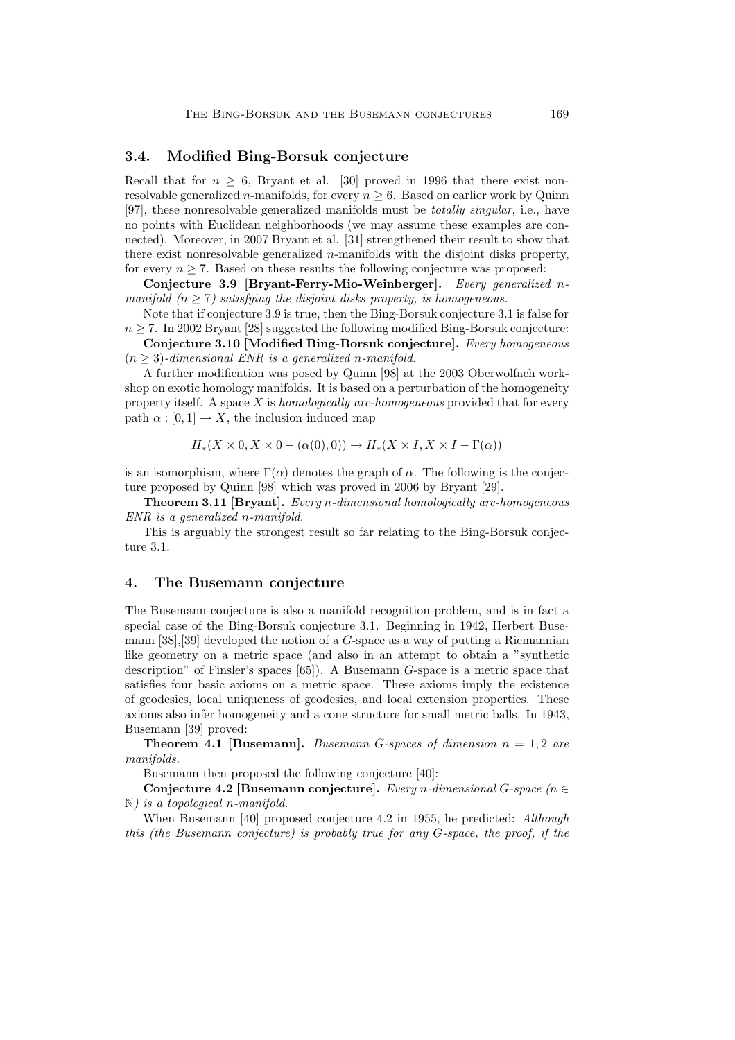### 3.4. Modified Bing-Borsuk conjecture

Recall that for $n \geq 6$, Bryant et al. [30] proved in 1996 that there exist nonresolvable generalized $n$-manifolds, for every $n \geq 6$. Based on earlier work by Quinn [97], these nonresolvable generalized manifolds must be *totally singular*, i.e., have no points with Euclidean neighborhoods (we may assume these examples are connected). Moreover, in 2007 Bryant et al. [31] strengthened their result to show that there exist nonresolvable generalized $n$-manifolds with the disjoint disks property, for every $n \geq 7$. Based on these results the following conjecture was proposed:

**Conjecture 3.9 [Bryant-Ferry-Mio-Weinberger].** *Every generalized $n$-manifold ($n \geq 7$) satisfying the disjoint disks property, is homogeneous.*

Note that if conjecture 3.9 is true, then the Bing-Borsuk conjecture 3.1 is false for $n \geq 7$. In 2002 Bryant [28] suggested the following modified Bing-Borsuk conjecture:

**Conjecture 3.10 [Modified Bing-Borsuk conjecture].** *Every homogeneous ($n \geq 3$)-dimensional ENR is a generalized $n$-manifold.*

A further modification was posed by Quinn [98] at the 2003 Oberwolfach workshop on exotic homology manifolds. It is based on a perturbation of the homogeneity property itself. A space $X$ is *homologically arc-homogeneous* provided that for every path $\alpha : [0, 1] \to X$, the inclusion induced map

$$H_*(X \times 0, X \times 0 - (\alpha(0), 0)) \to H_*(X \times I, X \times I - \Gamma(\alpha))$$

is an isomorphism, where $\Gamma(\alpha)$ denotes the graph of $\alpha$. The following is the conjecture proposed by Quinn [98] which was proved in 2006 by Bryant [29].

**Theorem 3.11 [Bryant].** *Every $n$-dimensional homologically arc-homogeneous ENR is a generalized $n$-manifold.*

This is arguably the strongest result so far relating to the Bing-Borsuk conjecture 3.1.

## 4. The Busemann conjecture

The Busemann conjecture is also a manifold recognition problem, and is in fact a special case of the Bing-Borsuk conjecture 3.1. Beginning in 1942, Herbert Busemann [38],[39] developed the notion of a $G$-space as a way of putting a Riemannian like geometry on a metric space (and also in an attempt to obtain a "synthetic description" of Finsler's spaces [65]). A Busemann $G$-space is a metric space that satisfies four basic axioms on a metric space. These axioms imply the existence of geodesics, local uniqueness of geodesics, and local extension properties. These axioms also infer homogeneity and a cone structure for small metric balls. In 1943, Busemann [39] proved:

**Theorem 4.1 [Busemann].** *Busemann $G$-spaces of dimension $n = 1, 2$ are manifolds.*

Busemann then proposed the following conjecture [40]:

**Conjecture 4.2 [Busemann conjecture].** *Every $n$-dimensional $G$-space ($n \in \mathbb{N}$) is a topological $n$-manifold.*

When Busemann [40] proposed conjecture 4.2 in 1955, he predicted: *Although this (the Busemann conjecture) is probably true for any G-space, the proof, if the*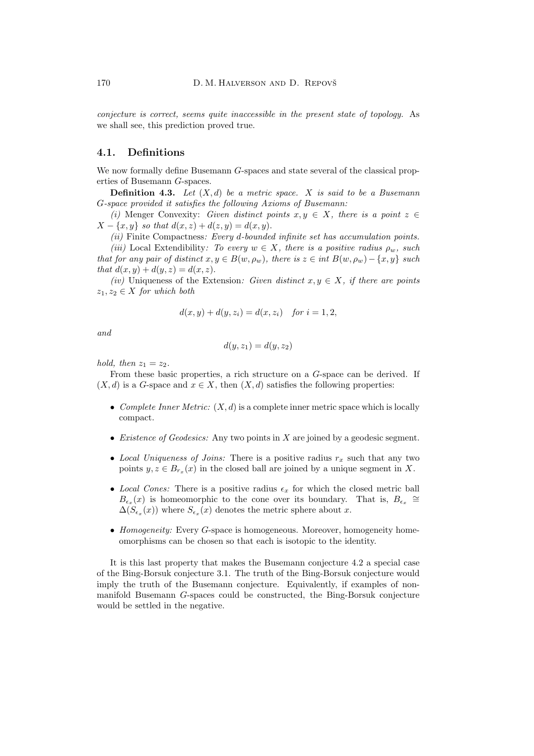*conjecture is correct, seems quite inaccessible in the present state of topology.* As we shall see, this prediction proved true.

## 4.1. Definitions

We now formally define Busemann $G$-spaces and state several of the classical properties of Busemann $G$-spaces.

**Definition 4.3.** *Let $(X, d)$ be a metric space. $X$ is said to be a Busemann $G$-space provided it satisfies the following Axioms of Busemann:*

*(i)* Menger Convexity: *Given distinct points $x, y \in X$, there is a point $z \in X - \{x, y\}$ so that $d(x, z) + d(z, y) = d(x, y)$.*

*(ii)* Finite Compactness*: Every $d$-bounded infinite set has accumulation points.*

*(iii)* Local Extendibility*: To every $w \in X$, there is a positive radius $\rho_w$, such that for any pair of distinct $x, y \in B(w, \rho_w)$, there is $z \in int\ B(w, \rho_w) - \{x, y\}$ such that $d(x, y) + d(y, z) = d(x, z)$.*

*(iv)* Uniqueness of the Extension*: Given distinct $x, y \in X$, if there are points $z_1, z_2 \in X$ for which both*

$$d(x, y) + d(y, z_i) = d(x, z_i) \quad \textit{for } i = 1, 2,$$

*and*

$$d(y, z_1) = d(y, z_2)$$

*hold, then $z_1 = z_2$.*

From these basic properties, a rich structure on a $G$-space can be derived. If $(X, d)$ is a $G$-space and $x \in X$, then $(X, d)$ satisfies the following properties:

- *Complete Inner Metric:* $(X, d)$ is a complete inner metric space which is locally compact.
- *Existence of Geodesics:* Any two points in $X$ are joined by a geodesic segment.
- *Local Uniqueness of Joins:* There is a positive radius $r_x$ such that any two points $y, z \in B_{r_x}(x)$ in the closed ball are joined by a unique segment in $X$.
- *Local Cones:* There is a positive radius $\epsilon_x$ for which the closed metric ball $B_{\epsilon_x}(x)$ is homeomorphic to the cone over its boundary. That is, $B_{\epsilon_x} \cong \Delta(S_{\epsilon_x}(x))$ where $S_{\epsilon_x}(x)$ denotes the metric sphere about $x$.
- *Homogeneity:* Every $G$-space is homogeneous. Moreover, homogeneity homeomorphisms can be chosen so that each is isotopic to the identity.

It is this last property that makes the Busemann conjecture 4.2 a special case of the Bing-Borsuk conjecture 3.1. The truth of the Bing-Borsuk conjecture would imply the truth of the Busemann conjecture. Equivalently, if examples of non-manifold Busemann $G$-spaces could be constructed, the Bing-Borsuk conjecture would be settled in the negative.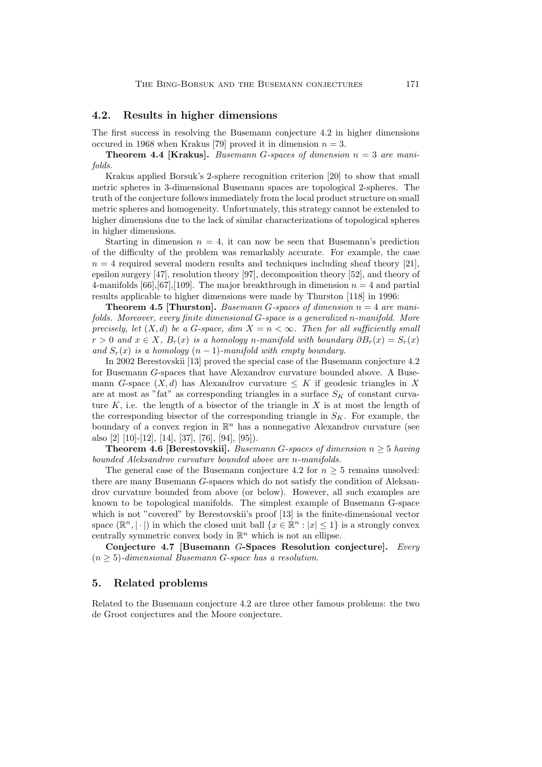## 4.2. Results in higher dimensions

The first success in resolving the Busemann conjecture 4.2 in higher dimensions occured in 1968 when Krakus [79] proved it in dimension $n = 3$.

**Theorem 4.4 [Krakus].** *Busemann G-spaces of dimension $n = 3$ are manifolds.*

Krakus applied Borsuk's 2-sphere recognition criterion [20] to show that small metric spheres in 3-dimensional Busemann spaces are topological 2-spheres. The truth of the conjecture follows immediately from the local product structure on small metric spheres and homogeneity. Unfortunately, this strategy cannot be extended to higher dimensions due to the lack of similar characterizations of topological spheres in higher dimensions.

Starting in dimension $n = 4$, it can now be seen that Busemann's prediction of the difficulty of the problem was remarkably accurate. For example, the case $n = 4$ required several modern results and techniques including sheaf theory [21], epsilon surgery [47], resolution theory [97], decomposition theory [52], and theory of 4-manifolds [66],[67],[109]. The major breakthrough in dimension $n = 4$ and partial results applicable to higher dimensions were made by Thurston [118] in 1996:

**Theorem 4.5 [Thurston].** *Busemann G-spaces of dimension $n = 4$ are manifolds. Moreover, every finite dimensional G-space is a generalized n-manifold. More precisely, let $(X, d)$ be a G-space, dim $X = n < \infty$. Then for all sufficiently small $r > 0$ and $x \in X$, $B_r(x)$ is a homology n-manifold with boundary $\partial B_r(x) = S_r(x)$ and $S_r(x)$ is a homology $(n-1)$-manifold with empty boundary.*

In 2002 Berestovskii [13] proved the special case of the Busemann conjecture 4.2 for Busemann $G$-spaces that have Alexandrov curvature bounded above. A Busemann $G$-space $(X, d)$ has Alexandrov curvature $\leq K$ if geodesic triangles in $X$ are at most as "fat" as corresponding triangles in a surface $S_K$ of constant curvature $K$, i.e. the length of a bisector of the triangle in $X$ is at most the length of the corresponding bisector of the corresponding triangle in $S_K$. For example, the boundary of a convex region in $\mathbb{R}^n$ has a nonnegative Alexandrov curvature (see also [2] [10]-[12], [14], [37], [76], [94], [95]).

**Theorem 4.6 [Berestovskii].** *Busemann G-spaces of dimension $n \geq 5$ having bounded Aleksandrov curvature bounded above are n-manifolds.*

The general case of the Busemann conjecture 4.2 for $n \geq 5$ remains unsolved: there are many Busemann $G$-spaces which do not satisfy the condition of Aleksandrov curvature bounded from above (or below). However, all such examples are known to be topological manifolds. The simplest example of Busemann G-space which is not "covered" by Berestovskii's proof [13] is the finite-dimensional vector space $(\mathbb{R}^n, |\cdot|)$ in which the closed unit ball $\{x \in \mathbb{R}^n : |x| \leq 1\}$ is a strongly convex centrally symmetric convex body in $\mathbb{R}^n$ which is not an ellipse.

**Conjecture 4.7 [Busemann *G*-Spaces Resolution conjecture].** *Every $(n \geq 5)$-dimensional Busemann G-space has a resolution.*

# 5. Related problems

Related to the Busemann conjecture 4.2 are three other famous problems: the two de Groot conjectures and the Moore conjecture.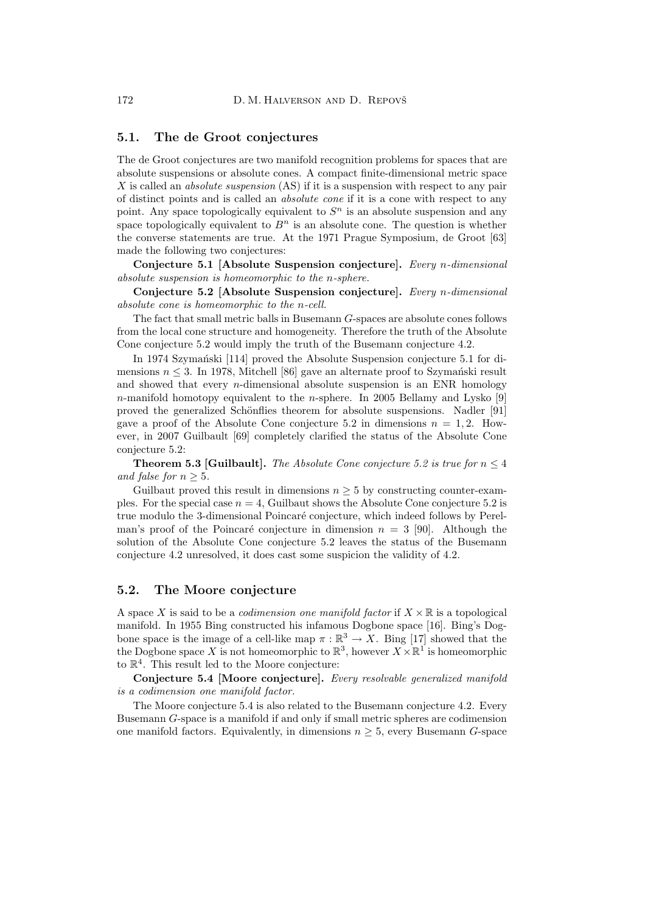## 5.1. The de Groot conjectures

The de Groot conjectures are two manifold recognition problems for spaces that are absolute suspensions or absolute cones. A compact finite-dimensional metric space $X$ is called an *absolute suspension* (AS) if it is a suspension with respect to any pair of distinct points and is called an *absolute cone* if it is a cone with respect to any point. Any space topologically equivalent to $S^n$ is an absolute suspension and any space topologically equivalent to $B^n$ is an absolute cone. The question is whether the converse statements are true. At the 1971 Prague Symposium, de Groot [63] made the following two conjectures:

**Conjecture 5.1 [Absolute Suspension conjecture].** *Every $n$-dimensional absolute suspension is homeomorphic to the $n$-sphere.*

**Conjecture 5.2 [Absolute Suspension conjecture].** *Every $n$-dimensional absolute cone is homeomorphic to the $n$-cell.*

The fact that small metric balls in Busemann $G$-spaces are absolute cones follows from the local cone structure and homogeneity. Therefore the truth of the Absolute Cone conjecture 5.2 would imply the truth of the Busemann conjecture 4.2.

In 1974 Szymański [114] proved the Absolute Suspension conjecture 5.1 for dimensions $n \leq 3$. In 1978, Mitchell [86] gave an alternate proof to Szymański result and showed that every $n$-dimensional absolute suspension is an ENR homology $n$-manifold homotopy equivalent to the $n$-sphere. In 2005 Bellamy and Lysko [9] proved the generalized Schönflies theorem for absolute suspensions. Nadler [91] gave a proof of the Absolute Cone conjecture 5.2 in dimensions $n = 1, 2$. However, in 2007 Guilbault [69] completely clarified the status of the Absolute Cone conjecture 5.2:

**Theorem 5.3 [Guilbault].** *The Absolute Cone conjecture 5.2 is true for $n \leq 4$ and false for $n \geq 5$.*

Guilbaut proved this result in dimensions $n \geq 5$ by constructing counter-examples. For the special case $n = 4$, Guilbaut shows the Absolute Cone conjecture 5.2 is true modulo the 3-dimensional Poincaré conjecture, which indeed follows by Perelman's proof of the Poincaré conjecture in dimension $n = 3$ [90]. Although the solution of the Absolute Cone conjecture 5.2 leaves the status of the Busemann conjecture 4.2 unresolved, it does cast some suspicion the validity of 4.2.

## 5.2. The Moore conjecture

A space $X$ is said to be a *codimension one manifold factor* if $X \times \mathbb{R}$ is a topological manifold. In 1955 Bing constructed his infamous Dogbone space [16]. Bing's Dogbone space is the image of a cell-like map $\pi : \mathbb{R}^3 \to X$. Bing [17] showed that the the Dogbone space $X$ is not homeomorphic to $\mathbb{R}^3$, however $X \times \mathbb{R}^1$ is homeomorphic to $\mathbb{R}^4$. This result led to the Moore conjecture:

**Conjecture 5.4 [Moore conjecture].** *Every resolvable generalized manifold is a codimension one manifold factor.*

The Moore conjecture 5.4 is also related to the Busemann conjecture 4.2. Every Busemann $G$-space is a manifold if and only if small metric spheres are codimension one manifold factors. Equivalently, in dimensions $n \geq 5$, every Busemann $G$-space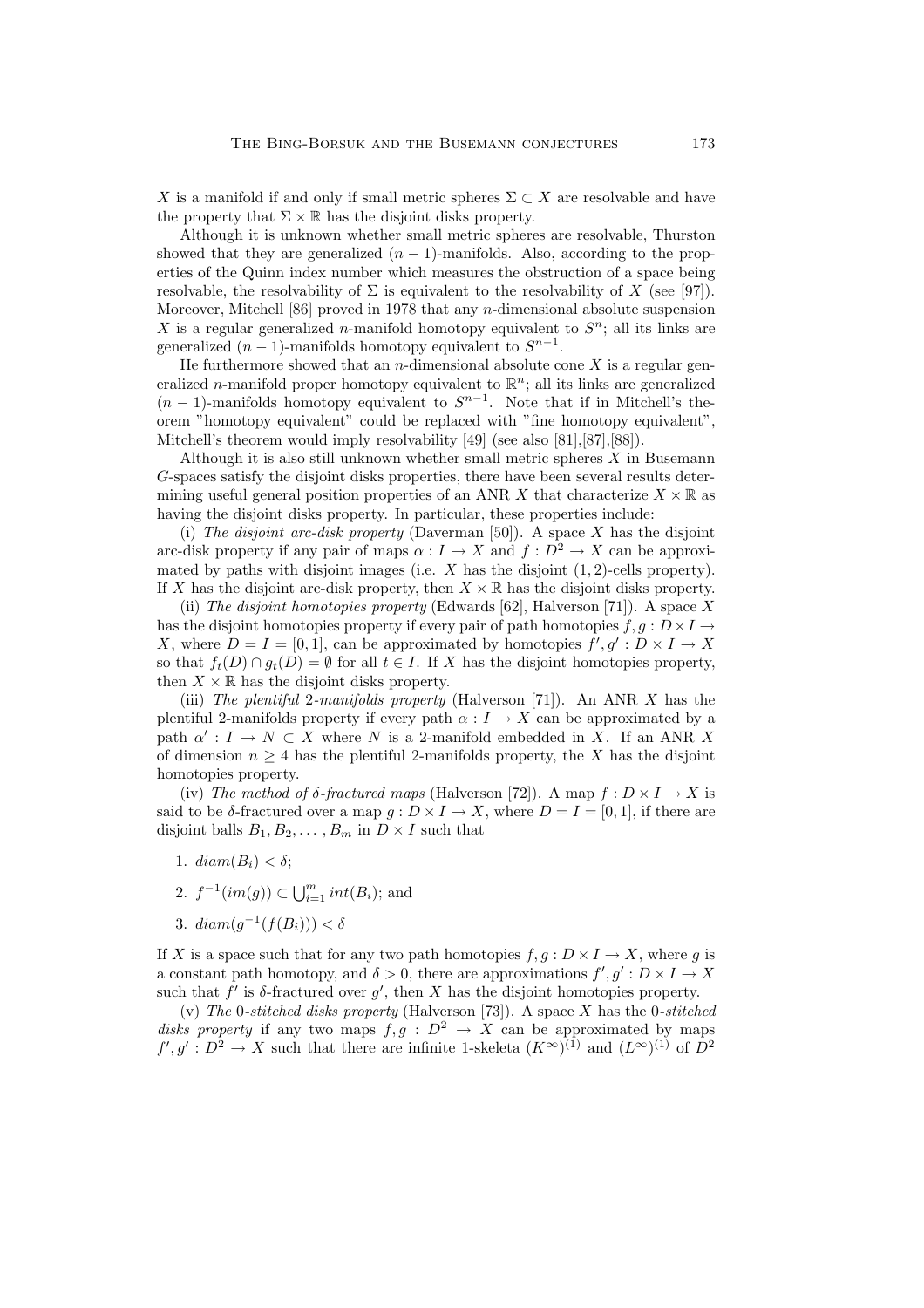$X$ is a manifold if and only if small metric spheres $\Sigma \subset X$ are resolvable and have the property that $\Sigma \times \mathbb{R}$ has the disjoint disks property.

Although it is unknown whether small metric spheres are resolvable, Thurston showed that they are generalized $(n-1)$-manifolds. Also, according to the properties of the Quinn index number which measures the obstruction of a space being resolvable, the resolvability of $\Sigma$ is equivalent to the resolvability of $X$ (see [97]). Moreover, Mitchell [86] proved in 1978 that any $n$-dimensional absolute suspension $X$ is a regular generalized $n$-manifold homotopy equivalent to $S^n$; all its links are generalized $(n-1)$-manifolds homotopy equivalent to $S^{n-1}$.

He furthermore showed that an $n$-dimensional absolute cone $X$ is a regular generalized $n$-manifold proper homotopy equivalent to $\mathbb{R}^n$; all its links are generalized $(n-1)$-manifolds homotopy equivalent to $S^{n-1}$. Note that if in Mitchell's theorem "homotopy equivalent" could be replaced with "fine homotopy equivalent", Mitchell's theorem would imply resolvability [49] (see also [81],[87],[88]).

Although it is also still unknown whether small metric spheres $X$ in Busemann $G$-spaces satisfy the disjoint disks properties, there have been several results determining useful general position properties of an ANR $X$ that characterize $X \times \mathbb{R}$ as having the disjoint disks property. In particular, these properties include:

(i) *The disjoint arc-disk property* (Daverman [50]). A space $X$ has the disjoint arc-disk property if any pair of maps $\alpha : I \to X$ and $f : D^2 \to X$ can be approximated by paths with disjoint images (i.e. $X$ has the disjoint $(1,2)$-cells property). If $X$ has the disjoint arc-disk property, then $X \times \mathbb{R}$ has the disjoint disks property.

(ii) *The disjoint homotopies property* (Edwards [62], Halverson [71]). A space $X$ has the disjoint homotopies property if every pair of path homotopies $f, g : D \times I \to X$, where $D = I = [0,1]$, can be approximated by homotopies $f', g' : D \times I \to X$ so that $f_t(D) \cap g_t(D) = \emptyset$ for all $t \in I$. If $X$ has the disjoint homotopies property, then $X \times \mathbb{R}$ has the disjoint disks property.

(iii) *The plentiful 2-manifolds property* (Halverson [71]). An ANR $X$ has the plentiful 2-manifolds property if every path $\alpha : I \to X$ can be approximated by a path $\alpha' : I \to N \subset X$ where $N$ is a 2-manifold embedded in $X$. If an ANR $X$ of dimension $n \geq 4$ has the plentiful 2-manifolds property, the $X$ has the disjoint homotopies property.

(iv) *The method of $\delta$-fractured maps* (Halverson [72]). A map $f : D \times I \to X$ is said to be $\delta$-fractured over a map $g : D \times I \to X$, where $D = I = [0,1]$, if there are disjoint balls $B_1, B_2, \dots, B_m$ in $D \times I$ such that

1. $diam(B_i) < \delta$;
2. $f^{-1}(im(g)) \subset \bigcup_{i=1}^{m} int(B_i)$; and
3. $diam(g^{-1}(f(B_i))) < \delta$

If $X$ is a space such that for any two path homotopies $f, g : D \times I \to X$, where $g$ is a constant path homotopy, and $\delta > 0$, there are approximations $f', g' : D \times I \to X$ such that $f'$ is $\delta$-fractured over $g'$, then $X$ has the disjoint homotopies property.

(v) *The 0-stitched disks property* (Halverson [73]). A space $X$ has the *0-stitched disks property* if any two maps $f, g : D^2 \to X$ can be approximated by maps $f', g' : D^2 \to X$ such that there are infinite 1-skeleta $(K^\infty)^{(1)}$ and $(L^\infty)^{(1)}$ of $D^2$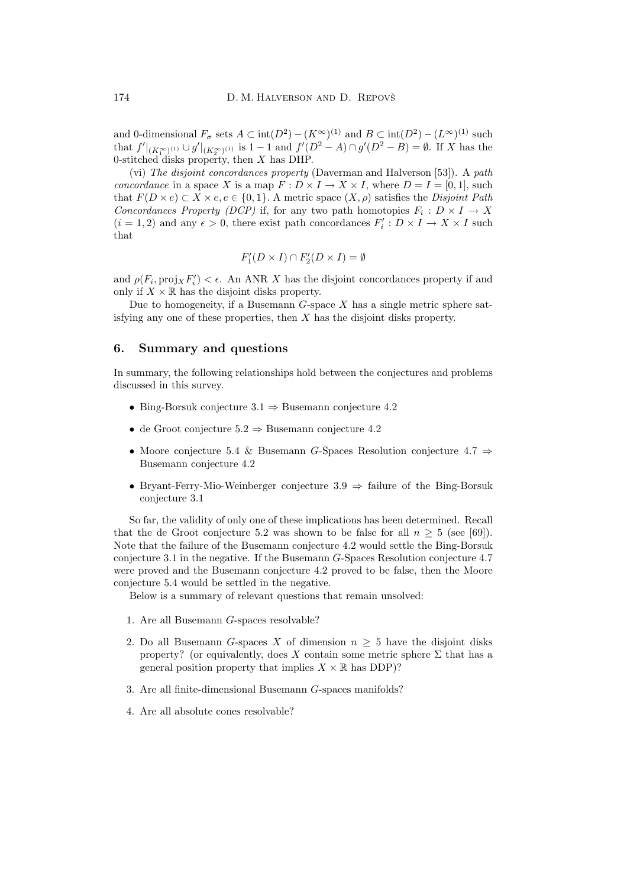and 0-dimensional $F_\sigma$ sets $A \subset \text{int}(D^2) - (K^\infty)^{(1)}$ and $B \subset \text{int}(D^2) - (L^\infty)^{(1)}$ such that $f'|_{(K_1^\infty)^{(1)}} \cup g'|_{(K_2^\infty)^{(1)}}$ is $1-1$ and $f'(D^2 - A) \cap g'(D^2 - B) = \emptyset$. If $X$ has the 0-stitched disks property, then $X$ has DHP.

(vi) *The disjoint concordances property* (Daverman and Halverson [53]). A *path concordance* in a space $X$ is a map $F : D \times I \to X \times I$, where $D = I = [0, 1]$, such that $F(D \times e) \subset X \times e, e \in \{0, 1\}$. A metric space $(X, \rho)$ satisfies the *Disjoint Path Concordances Property (DCP)* if, for any two path homotopies $F_i : D \times I \to X$ $(i = 1, 2)$ and any $\epsilon > 0$, there exist path concordances $F_i' : D \times I \to X \times I$ such that

$$F_1'(D \times I) \cap F_2'(D \times I) = \emptyset$$

and $\rho(F_i, \text{proj}_X F_i') < \epsilon$. An ANR $X$ has the disjoint concordances property if and only if $X \times \mathbb{R}$ has the disjoint disks property.

Due to homogeneity, if a Busemann $G$-space $X$ has a single metric sphere satisfying any one of these properties, then $X$ has the disjoint disks property.

## 6. Summary and questions

In summary, the following relationships hold between the conjectures and problems discussed in this survey.

- Bing-Borsuk conjecture 3.1 $\Rightarrow$ Busemann conjecture 4.2
- de Groot conjecture 5.2 $\Rightarrow$ Busemann conjecture 4.2
- Moore conjecture 5.4 & Busemann $G$-Spaces Resolution conjecture 4.7 $\Rightarrow$ Busemann conjecture 4.2
- Bryant-Ferry-Mio-Weinberger conjecture 3.9 $\Rightarrow$ failure of the Bing-Borsuk conjecture 3.1

So far, the validity of only one of these implications has been determined. Recall that the de Groot conjecture 5.2 was shown to be false for all $n \geq 5$ (see [69]). Note that the failure of the Busemann conjecture 4.2 would settle the Bing-Borsuk conjecture 3.1 in the negative. If the Busemann $G$-Spaces Resolution conjecture 4.7 were proved and the Busemann conjecture 4.2 proved to be false, then the Moore conjecture 5.4 would be settled in the negative.

Below is a summary of relevant questions that remain unsolved:

1. Are all Busemann $G$-spaces resolvable?
2. Do all Busemann $G$-spaces $X$ of dimension $n \geq 5$ have the disjoint disks property? (or equivalently, does $X$ contain some metric sphere $\Sigma$ that has a general position property that implies $X \times \mathbb{R}$ has DDP)?
3. Are all finite-dimensional Busemann $G$-spaces manifolds?
4. Are all absolute cones resolvable?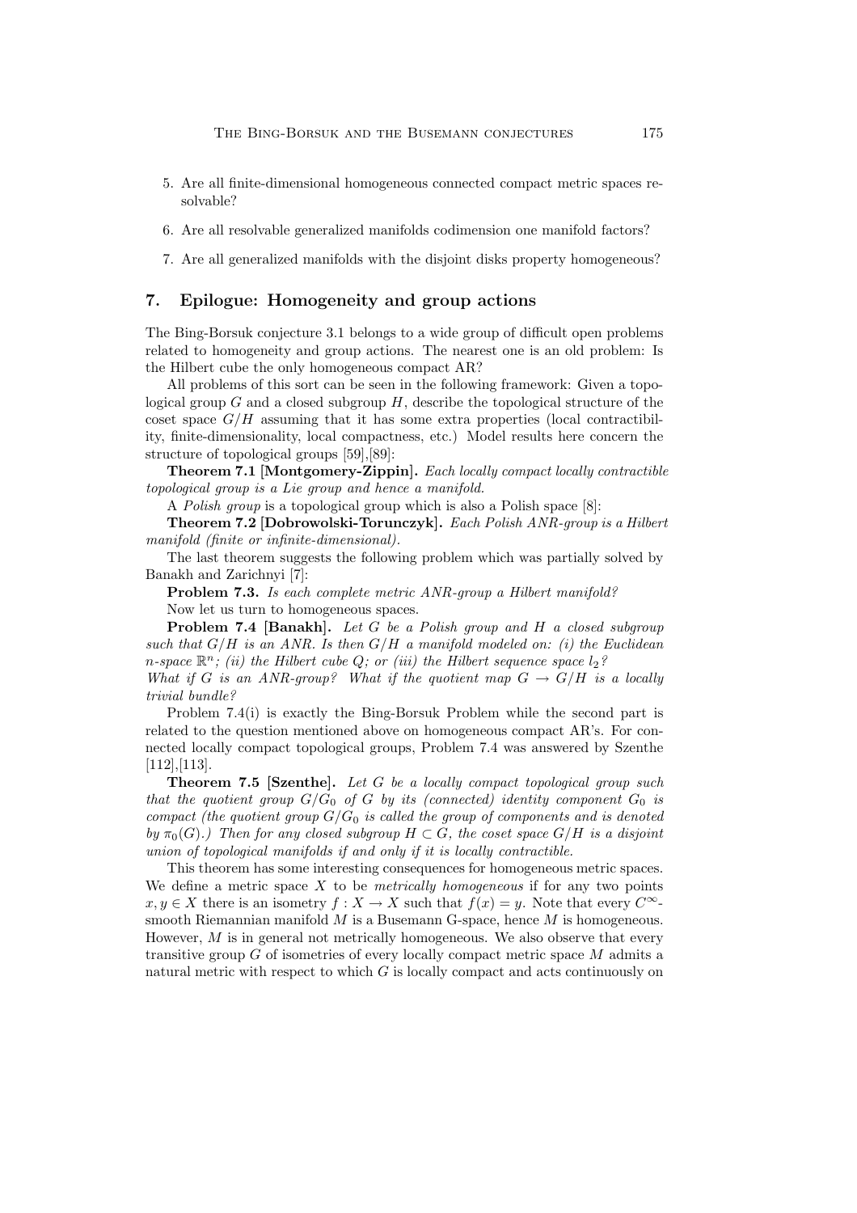5. Are all finite-dimensional homogeneous connected compact metric spaces resolvable?
6. Are all resolvable generalized manifolds codimension one manifold factors?
7. Are all generalized manifolds with the disjoint disks property homogeneous?

## 7. Epilogue: Homogeneity and group actions

The Bing-Borsuk conjecture 3.1 belongs to a wide group of difficult open problems related to homogeneity and group actions. The nearest one is an old problem: Is the Hilbert cube the only homogeneous compact AR?

All problems of this sort can be seen in the following framework: Given a topological group $G$ and a closed subgroup $H$, describe the topological structure of the coset space $G/H$ assuming that it has some extra properties (local contractibility, finite-dimensionality, local compactness, etc.) Model results here concern the structure of topological groups [59],[89]:

**Theorem 7.1 [Montgomery-Zippin].** *Each locally compact locally contractible topological group is a Lie group and hence a manifold.*

A *Polish group* is a topological group which is also a Polish space [8]:

**Theorem 7.2 [Dobrowolski-Torunczyk].** *Each Polish ANR-group is a Hilbert manifold (finite or infinite-dimensional).*

The last theorem suggests the following problem which was partially solved by Banakh and Zarichnyi [7]:

**Problem 7.3.** *Is each complete metric ANR-group a Hilbert manifold?*

Now let us turn to homogeneous spaces.

**Problem 7.4 [Banakh].** *Let $G$ be a Polish group and $H$ a closed subgroup such that $G/H$ is an ANR. Is then $G/H$ a manifold modeled on: (i) the Euclidean $n$-space $\mathbb{R}^n$; (ii) the Hilbert cube $Q$; or (iii) the Hilbert sequence space $l_2$?*
*What if $G$ is an ANR-group? What if the quotient map $G \to G/H$ is a locally trivial bundle?*

Problem 7.4(i) is exactly the Bing-Borsuk Problem while the second part is related to the question mentioned above on homogeneous compact AR's. For connected locally compact topological groups, Problem 7.4 was answered by Szenthe [112],[113].

**Theorem 7.5 [Szenthe].** *Let $G$ be a locally compact topological group such that the quotient group $G/G_0$ of $G$ by its (connected) identity component $G_0$ is compact (the quotient group $G/G_0$ is called the group of components and is denoted by $\pi_0(G)$.) Then for any closed subgroup $H \subset G$, the coset space $G/H$ is a disjoint union of topological manifolds if and only if it is locally contractible.*

This theorem has some interesting consequences for homogeneous metric spaces. We define a metric space $X$ to be *metrically homogeneous* if for any two points $x, y \in X$ there is an isometry $f : X \to X$ such that $f(x) = y$. Note that every $C^\infty$-smooth Riemannian manifold $M$ is a Busemann G-space, hence $M$ is homogeneous. However, $M$ is in general not metrically homogeneous. We also observe that every transitive group $G$ of isometries of every locally compact metric space $M$ admits a natural metric with respect to which $G$ is locally compact and acts continuously on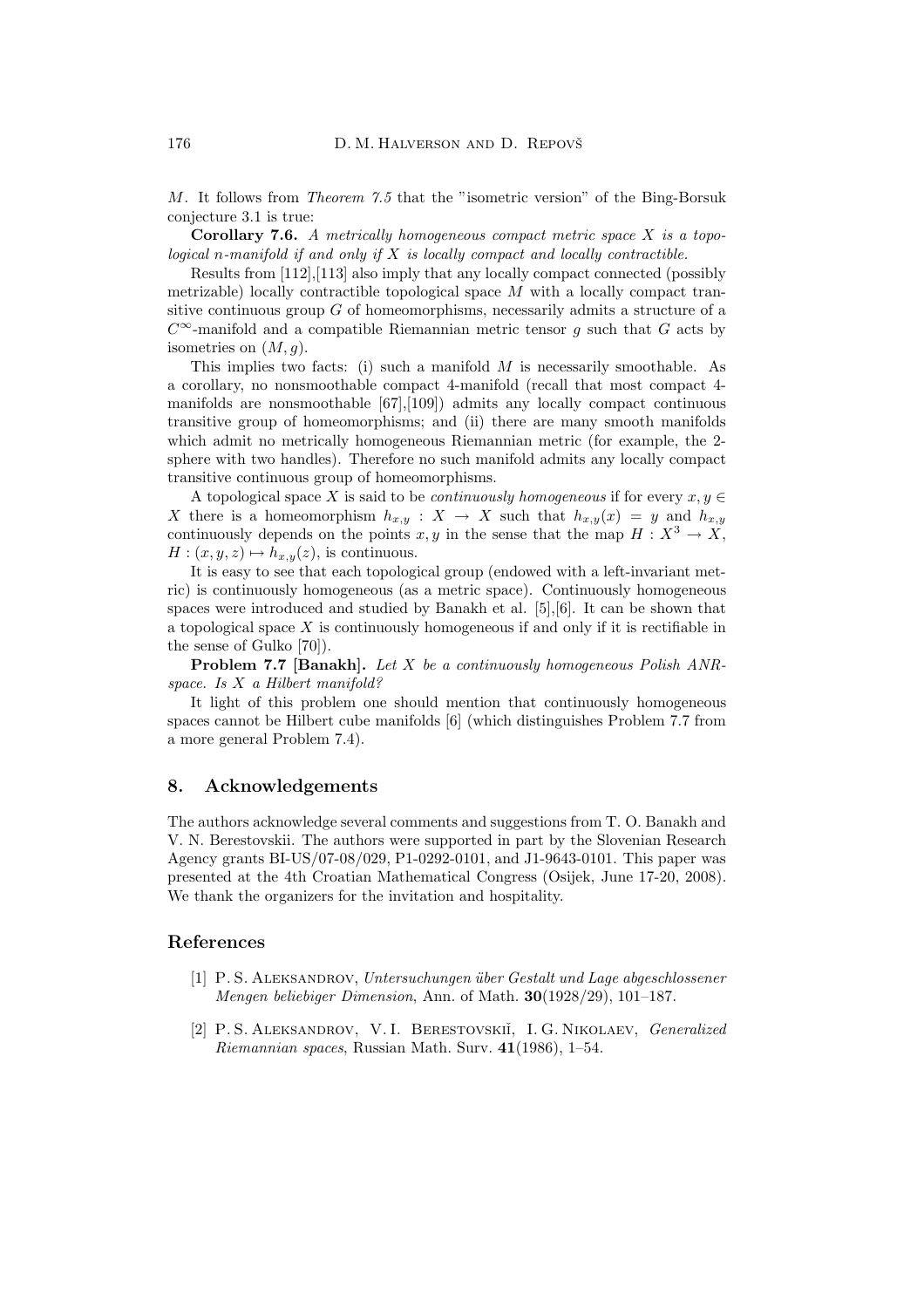$M$. It follows from *Theorem 7.5* that the "isometric version" of the Bing-Borsuk conjecture 3.1 is true:

**Corollary 7.6.** *A metrically homogeneous compact metric space $X$ is a topological $n$-manifold if and only if $X$ is locally compact and locally contractible.*

Results from [112],[113] also imply that any locally compact connected (possibly metrizable) locally contractible topological space $M$ with a locally compact transitive continuous group $G$ of homeomorphisms, necessarily admits a structure of a $C^\infty$-manifold and a compatible Riemannian metric tensor $g$ such that $G$ acts by isometries on $(M, g)$.

This implies two facts: (i) such a manifold $M$ is necessarily smoothable. As a corollary, no nonsmoothable compact 4-manifold (recall that most compact 4-manifolds are nonsmoothable [67],[109]) admits any locally compact continuous transitive group of homeomorphisms; and (ii) there are many smooth manifolds which admit no metrically homogeneous Riemannian metric (for example, the 2-sphere with two handles). Therefore no such manifold admits any locally compact transitive continuous group of homeomorphisms.

A topological space $X$ is said to be *continuously homogeneous* if for every $x, y \in X$ there is a homeomorphism $h_{x,y} : X \to X$ such that $h_{x,y}(x) = y$ and $h_{x,y}$ continuously depends on the points $x, y$ in the sense that the map $H : X^3 \to X$, $H : (x, y, z) \mapsto h_{x,y}(z)$, is continuous.

It is easy to see that each topological group (endowed with a left-invariant metric) is continuously homogeneous (as a metric space). Continuously homogeneous spaces were introduced and studied by Banakh et al. [5],[6]. It can be shown that a topological space $X$ is continuously homogeneous if and only if it is rectifiable in the sense of Gulko [70]).

**Problem 7.7 [Banakh].** *Let $X$ be a continuously homogeneous Polish ANR-space. Is $X$ a Hilbert manifold?*

It light of this problem one should mention that continuously homogeneous spaces cannot be Hilbert cube manifolds [6] (which distinguishes Problem 7.7 from a more general Problem 7.4).

## 8. Acknowledgements

The authors acknowledge several comments and suggestions from T. O. Banakh and V. N. Berestovskii. The authors were supported in part by the Slovenian Research Agency grants BI-US/07-08/029, P1-0292-0101, and J1-9643-0101. This paper was presented at the 4th Croatian Mathematical Congress (Osijek, June 17-20, 2008). We thank the organizers for the invitation and hospitality.

## References

[1] P. S. Aleksandrov, *Untersuchungen über Gestalt und Lage abgeschlossener Mengen beliebiger Dimension*, Ann. of Math. **30**(1928/29), 101–187.

[2] P. S. Aleksandrov, V. I. Berestovskiĭ, I. G. Nikolaev, *Generalized Riemannian spaces*, Russian Math. Surv. **41**(1986), 1–54.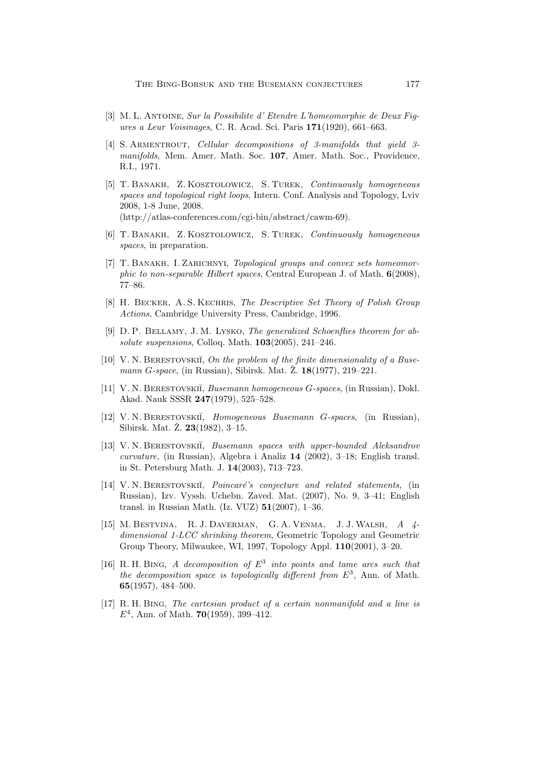[3] M. L. Antoine, *Sur la Possibilite d' Etendre L'homeomorphie de Deux Figures a Leur Voisinages*, C. R. Acad. Sci. Paris **171**(1920), 661–663.

[4] S. Armentrout, *Cellular decompositions of 3-manifolds that yield 3-manifolds*, Mem. Amer. Math. Soc. **107**, Amer. Math. Soc., Providence, R.I., 1971.

[5] T. Banakh, Z. Kosztolowicz, S. Turek, *Continuously homogeneous spaces and topological right loops*, Intern. Conf. Analysis and Topology, Lviv 2008, 1-8 June, 2008. (http://atlas-conferences.com/cgi-bin/abstract/cawm-69).

[6] T. Banakh, Z. Kosztolowicz, S. Turek, *Continuously homogeneous spaces*, in preparation.

[7] T. Banakh, I. Zarichnyi, *Topological groups and convex sets homeomorphic to non-separable Hilbert spaces*, Central European J. of Math. **6**(2008), 77–86.

[8] H. Becker, A. S. Kechris, *The Descriptive Set Theory of Polish Group Actions*, Cambridge University Press, Cambridge, 1996.

[9] D. P. Bellamy, J. M. Lysko, *The generalized Schoenflies theorem for absolute suspensions*, Colloq. Math. **103**(2005), 241–246.

[10] V. N. Berestovskiĭ, *On the problem of the finite dimensionality of a Busemann G-space*, (in Russian), Sibirsk. Mat. Ž. **18**(1977), 219–221.

[11] V. N. Berestovskiĭ, *Busemann homogeneous G-spaces*, (in Russian), Dokl. Akad. Nauk SSSR **247**(1979), 525–528.

[12] V. N. Berestovskiĭ, *Homogeneous Busemann G-spaces*, (in Russian), Sibirsk. Mat. Ž. **23**(1982), 3–15.

[13] V. N. Berestovskiĭ, *Busemann spaces with upper-bounded Aleksandrov curvature,* (in Russian), Algebra i Analiz **14** (2002), 3–18; English transl. in St. Petersburg Math. J. **14**(2003), 713–723.

[14] V. N. Berestovskiĭ, *Poincaré's conjecture and related statements*, (in Russian), Izv. Vyssh. Uchebn. Zaved. Mat. (2007), No. 9, 3–41; English transl. in Russian Math. (Iz. VUZ) **51**(2007), 1–36.

[15] M. Bestvina, R. J. Daverman, G. A. Venma, J. J. Walsh, *A 4-dimensional 1-LCC shrinking theorem*, Geometric Topology and Geometric Group Theory, Milwaukee, WI, 1997, Topology Appl. **110**(2001), 3–20.

[16] R. H. Bing, *A decomposition of $E^3$ into points and tame arcs such that the decomposition space is topologically different from $E^3$*, Ann. of Math. **65**(1957), 484–500.

[17] R. H. Bing, *The cartesian product of a certain nonmanifold and a line is $E^4$*, Ann. of Math. **70**(1959), 399–412.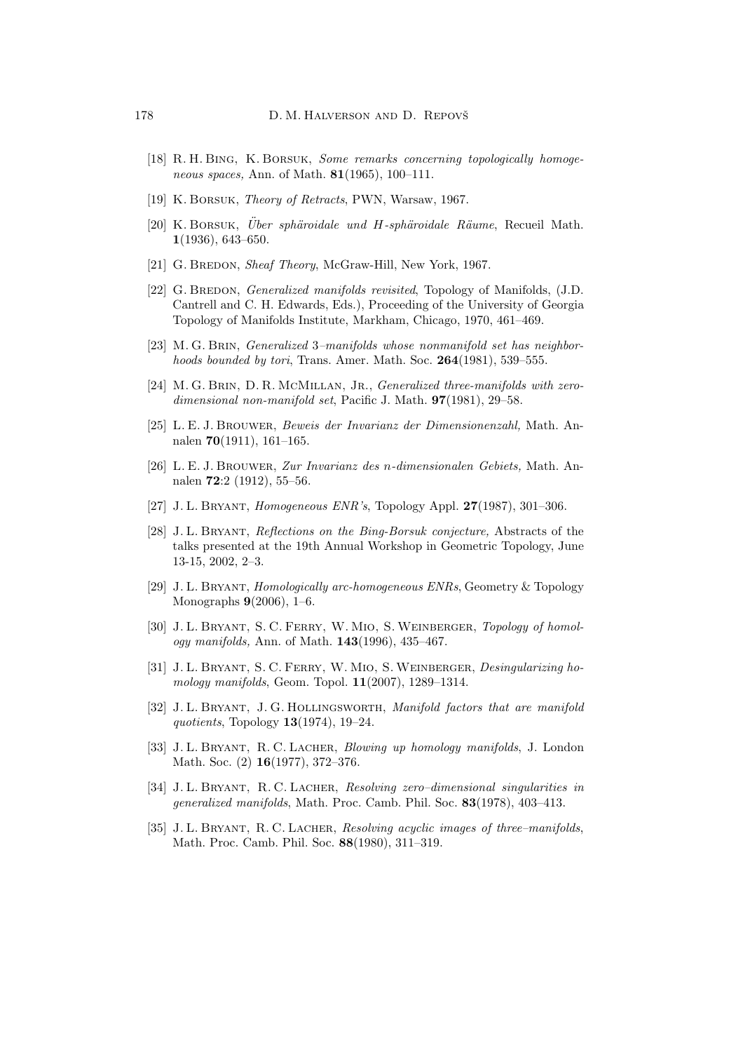[18] R. H. Bing, K. Borsuk, *Some remarks concerning topologically homogeneous spaces,* Ann. of Math. **81**(1965), 100–111.

[19] K. Borsuk, *Theory of Retracts*, PWN, Warsaw, 1967.

[20] K. Borsuk, *Über sphäroidale und H-sphäroidale Räume*, Recueil Math. **1**(1936), 643–650.

[21] G. Bredon, *Sheaf Theory*, McGraw-Hill, New York, 1967.

[22] G. Bredon, *Generalized manifolds revisited*, Topology of Manifolds, (J.D. Cantrell and C. H. Edwards, Eds.), Proceeding of the University of Georgia Topology of Manifolds Institute, Markham, Chicago, 1970, 461–469.

[23] M. G. Brin, *Generalized 3–manifolds whose nonmanifold set has neighborhoods bounded by tori*, Trans. Amer. Math. Soc. **264**(1981), 539–555.

[24] M. G. Brin, D. R. McMillan, Jr., *Generalized three-manifolds with zero-dimensional non-manifold set*, Pacific J. Math. **97**(1981), 29–58.

[25] L. E. J. Brouwer, *Beweis der Invarianz der Dimensionenzahl,* Math. Annalen **70**(1911), 161–165.

[26] L. E. J. Brouwer, *Zur Invarianz des n-dimensionalen Gebiets,* Math. Annalen **72**:2 (1912), 55–56.

[27] J. L. Bryant, *Homogeneous ENR's*, Topology Appl. **27**(1987), 301–306.

[28] J. L. Bryant, *Reflections on the Bing-Borsuk conjecture,* Abstracts of the talks presented at the 19th Annual Workshop in Geometric Topology, June 13-15, 2002, 2–3.

[29] J. L. Bryant, *Homologically arc-homogeneous ENRs*, Geometry & Topology Monographs **9**(2006), 1–6.

[30] J. L. Bryant, S. C. Ferry, W. Mio, S. Weinberger, *Topology of homology manifolds,* Ann. of Math. **143**(1996), 435–467.

[31] J. L. Bryant, S. C. Ferry, W. Mio, S. Weinberger, *Desingularizing homology manifolds*, Geom. Topol. **11**(2007), 1289–1314.

[32] J. L. Bryant, J. G. Hollingsworth, *Manifold factors that are manifold quotients*, Topology **13**(1974), 19–24.

[33] J. L. Bryant, R. C. Lacher, *Blowing up homology manifolds*, J. London Math. Soc. (2) **16**(1977), 372–376.

[34] J. L. Bryant, R. C. Lacher, *Resolving zero–dimensional singularities in generalized manifolds*, Math. Proc. Camb. Phil. Soc. **83**(1978), 403–413.

[35] J. L. Bryant, R. C. Lacher, *Resolving acyclic images of three–manifolds*, Math. Proc. Camb. Phil. Soc. **88**(1980), 311–319.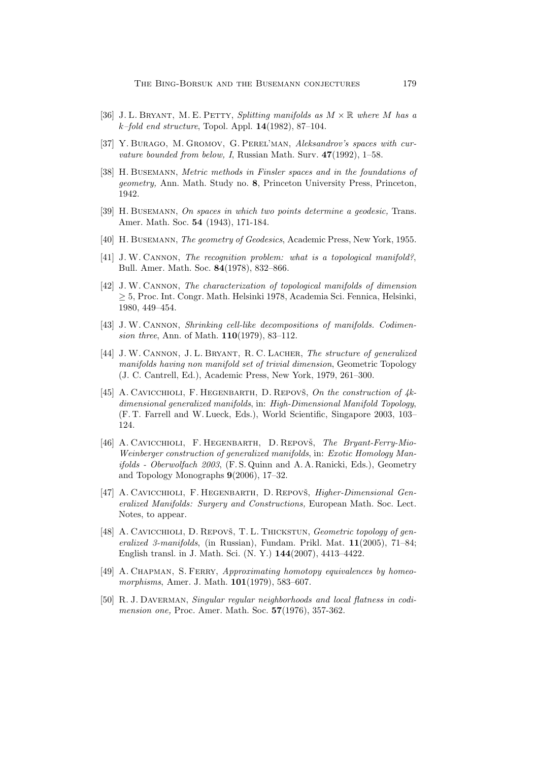[36] J. L. Bryant, M. E. Petty, *Splitting manifolds as $M \times \mathbb{R}$ where $M$ has a $k$–fold end structure*, Topol. Appl. **14**(1982), 87–104.

[37] Y. Burago, M. Gromov, G. Perel'man, *Aleksandrov's spaces with curvature bounded from below, I*, Russian Math. Surv. **47**(1992), 1–58.

[38] H. Busemann, *Metric methods in Finsler spaces and in the foundations of geometry,* Ann. Math. Study no. **8**, Princeton University Press, Princeton, 1942.

[39] H. Busemann, *On spaces in which two points determine a geodesic,* Trans. Amer. Math. Soc. **54** (1943), 171-184.

[40] H. Busemann, *The geometry of Geodesics*, Academic Press, New York, 1955.

[41] J. W. Cannon, *The recognition problem: what is a topological manifold?*, Bull. Amer. Math. Soc. **84**(1978), 832–866.

[42] J. W. Cannon, *The characterization of topological manifolds of dimension $\geq 5$*, Proc. Int. Congr. Math. Helsinki 1978, Academia Sci. Fennica, Helsinki, 1980, 449–454.

[43] J. W. Cannon, *Shrinking cell-like decompositions of manifolds. Codimension three*, Ann. of Math. **110**(1979), 83–112.

[44] J. W. Cannon, J. L. Bryant, R. C. Lacher, *The structure of generalized manifolds having non manifold set of trivial dimension*, Geometric Topology (J. C. Cantrell, Ed.), Academic Press, New York, 1979, 261–300.

[45] A. Cavicchioli, F. Hegenbarth, D. Repovš, *On the construction of 4k-dimensional generalized manifolds*, in: *High-Dimensional Manifold Topology*, (F. T. Farrell and W. Lueck, Eds.), World Scientific, Singapore 2003, 103–124.

[46] A. Cavicchioli, F. Hegenbarth, D. Repovš, *The Bryant-Ferry-Mio-Weinberger construction of generalized manifolds*, in: *Exotic Homology Manifolds - Oberwolfach 2003*, (F. S. Quinn and A. A. Ranicki, Eds.), Geometry and Topology Monographs **9**(2006), 17–32.

[47] A. Cavicchioli, F. Hegenbarth, D. Repovš, *Higher-Dimensional Generalized Manifolds: Surgery and Constructions,* European Math. Soc. Lect. Notes, to appear.

[48] A. Cavicchioli, D. Repovš, T. L. Thickstun, *Geometric topology of generalized 3-manifolds*, (in Russian), Fundam. Prikl. Mat. **11**(2005), 71–84; English transl. in J. Math. Sci. (N. Y.) **144**(2007), 4413–4422.

[49] A. Chapman, S. Ferry, *Approximating homotopy equivalences by homeomorphisms*, Amer. J. Math. **101**(1979), 583–607.

[50] R. J. Daverman, *Singular regular neighborhoods and local flatness in codimension one,* Proc. Amer. Math. Soc. **57**(1976), 357-362.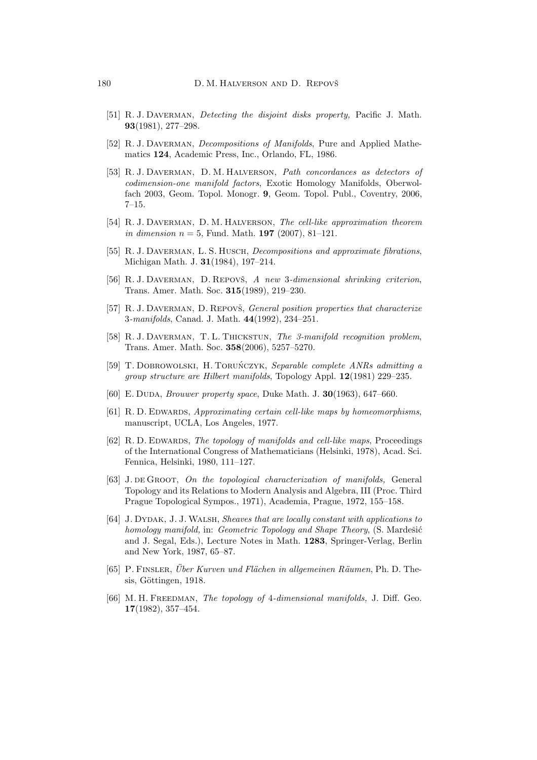[51] R. J. Daverman, *Detecting the disjoint disks property,* Pacific J. Math. **93**(1981), 277–298.

[52] R. J. Daverman, *Decompositions of Manifolds*, Pure and Applied Mathematics **124**, Academic Press, Inc., Orlando, FL, 1986.

[53] R. J. Daverman, D. M. Halverson, *Path concordances as detectors of codimension-one manifold factors*, Exotic Homology Manifolds, Oberwolfach 2003, Geom. Topol. Monogr. **9**, Geom. Topol. Publ., Coventry, 2006, 7–15.

[54] R. J. Daverman, D. M. Halverson, *The cell-like approximation theorem in dimension $n = 5$*, Fund. Math. **197** (2007), 81–121.

[55] R. J. Daverman, L. S. Husch, *Decompositions and approximate fibrations*, Michigan Math. J. **31**(1984), 197–214.

[56] R. J. Daverman, D. Repovš, *A new 3-dimensional shrinking criterion*, Trans. Amer. Math. Soc. **315**(1989), 219–230.

[57] R. J. Daverman, D. Repovš, *General position properties that characterize 3-manifolds*, Canad. J. Math. **44**(1992), 234–251.

[58] R. J. Daverman, T. L. Thickstun, *The 3-manifold recognition problem*, Trans. Amer. Math. Soc. **358**(2006), 5257–5270.

[59] T. Dobrowolski, H. Toruńczyk, *Separable complete ANRs admitting a group structure are Hilbert manifolds*, Topology Appl. **12**(1981) 229–235.

[60] E. Duda, *Brouwer property space*, Duke Math. J. **30**(1963), 647–660.

[61] R. D. Edwards, *Approximating certain cell-like maps by homeomorphisms*, manuscript, UCLA, Los Angeles, 1977.

[62] R. D. Edwards, *The topology of manifolds and cell-like maps*, Proceedings of the International Congress of Mathematicians (Helsinki, 1978), Acad. Sci. Fennica, Helsinki, 1980, 111–127.

[63] J. de Groot, *On the topological characterization of manifolds,* General Topology and its Relations to Modern Analysis and Algebra, III (Proc. Third Prague Topological Sympos., 1971), Academia, Prague, 1972, 155–158.

[64] J. Dydak, J. J. Walsh, *Sheaves that are locally constant with applications to homology manifold,* in: *Geometric Topology and Shape Theory*, (S. Mardešić and J. Segal, Eds.), Lecture Notes in Math. **1283**, Springer-Verlag, Berlin and New York, 1987, 65–87.

[65] P. Finsler, *Über Kurven und Flächen in allgemeinen Räumen*, Ph. D. Thesis, Göttingen, 1918.

[66] M. H. Freedman, *The topology of 4-dimensional manifolds,* J. Diff. Geo. **17**(1982), 357–454.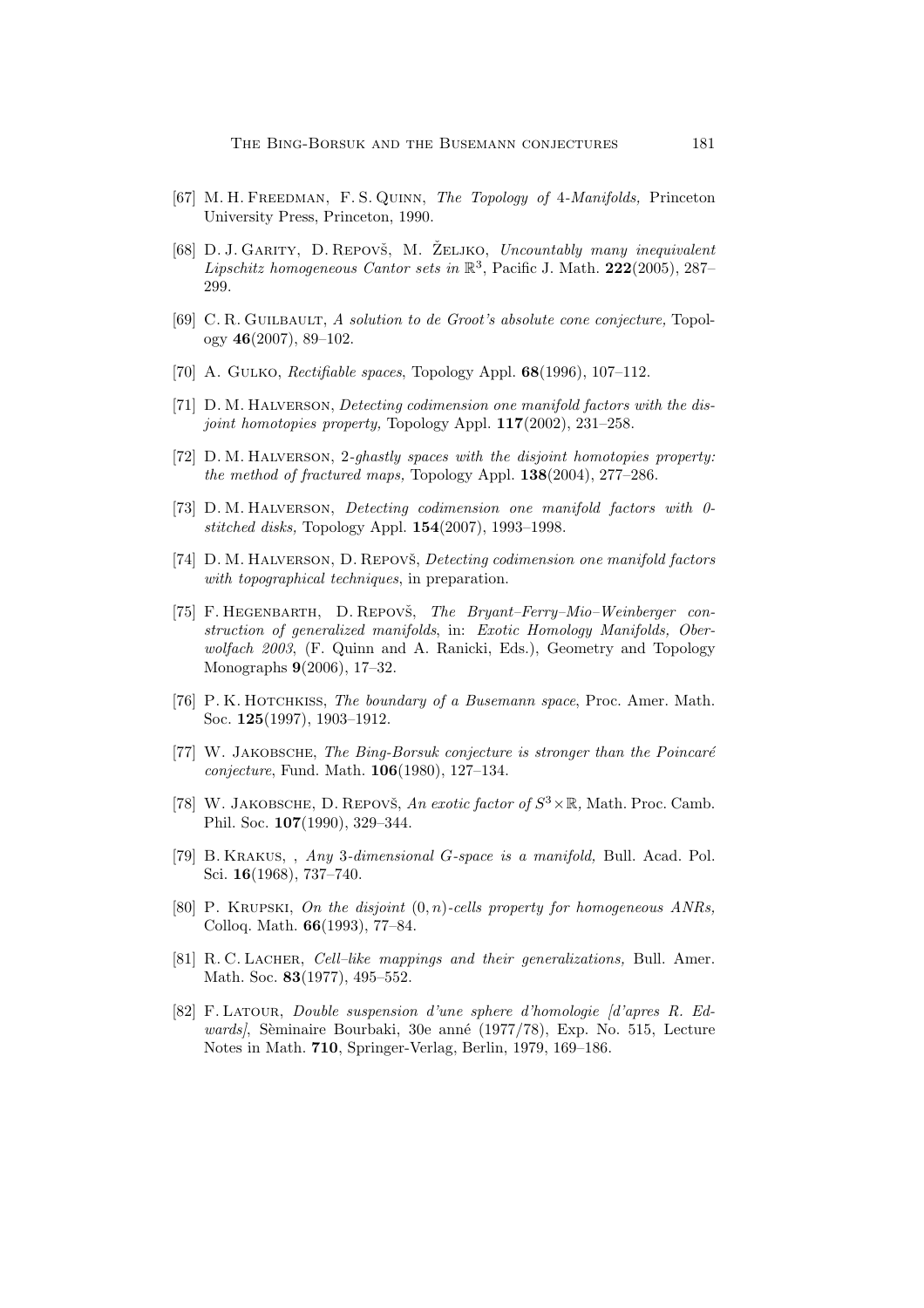[67] M. H. Freedman, F. S. Quinn, *The Topology of 4-Manifolds,* Princeton University Press, Princeton, 1990.

[68] D. J. Garity, D. Repovš, M. Željko, *Uncountably many inequivalent Lipschitz homogeneous Cantor sets in* $\mathbb{R}^3$, Pacific J. Math. **222**(2005), 287–299.

[69] C. R. Guilbault, *A solution to de Groot's absolute cone conjecture,* Topology **46**(2007), 89–102.

[70] A. Gulko, *Rectifiable spaces*, Topology Appl. **68**(1996), 107–112.

[71] D. M. Halverson, *Detecting codimension one manifold factors with the disjoint homotopies property,* Topology Appl. **117**(2002), 231–258.

[72] D. M. Halverson, *2-ghastly spaces with the disjoint homotopies property: the method of fractured maps,* Topology Appl. **138**(2004), 277–286.

[73] D. M. Halverson, *Detecting codimension one manifold factors with 0-stitched disks,* Topology Appl. **154**(2007), 1993–1998.

[74] D. M. Halverson, D. Repovš, *Detecting codimension one manifold factors with topographical techniques*, in preparation.

[75] F. Hegenbarth, D. Repovš, *The Bryant–Ferry–Mio–Weinberger construction of generalized manifolds*, in: *Exotic Homology Manifolds, Oberwolfach 2003*, (F. Quinn and A. Ranicki, Eds.), Geometry and Topology Monographs **9**(2006), 17–32.

[76] P. K. Hotchkiss, *The boundary of a Busemann space*, Proc. Amer. Math. Soc. **125**(1997), 1903–1912.

[77] W. Jakobsche, *The Bing-Borsuk conjecture is stronger than the Poincaré conjecture*, Fund. Math. **106**(1980), 127–134.

[78] W. Jakobsche, D. Repovš, *An exotic factor of* $S^3 \times \mathbb{R}$*,* Math. Proc. Camb. Phil. Soc. **107**(1990), 329–344.

[79] B. Krakus, , *Any 3-dimensional G-space is a manifold,* Bull. Acad. Pol. Sci. **16**(1968), 737–740.

[80] P. Krupski, *On the disjoint* $(0, n)$*-cells property for homogeneous ANRs*, Colloq. Math. **66**(1993), 77–84.

[81] R. C. Lacher, *Cell–like mappings and their generalizations,* Bull. Amer. Math. Soc. **83**(1977), 495–552.

[82] F. Latour, *Double suspension d'une sphere d'homologie [d'apres R. Edwards]*, Sèminaire Bourbaki, 30e anné (1977/78), Exp. No. 515, Lecture Notes in Math. **710**, Springer-Verlag, Berlin, 1979, 169–186.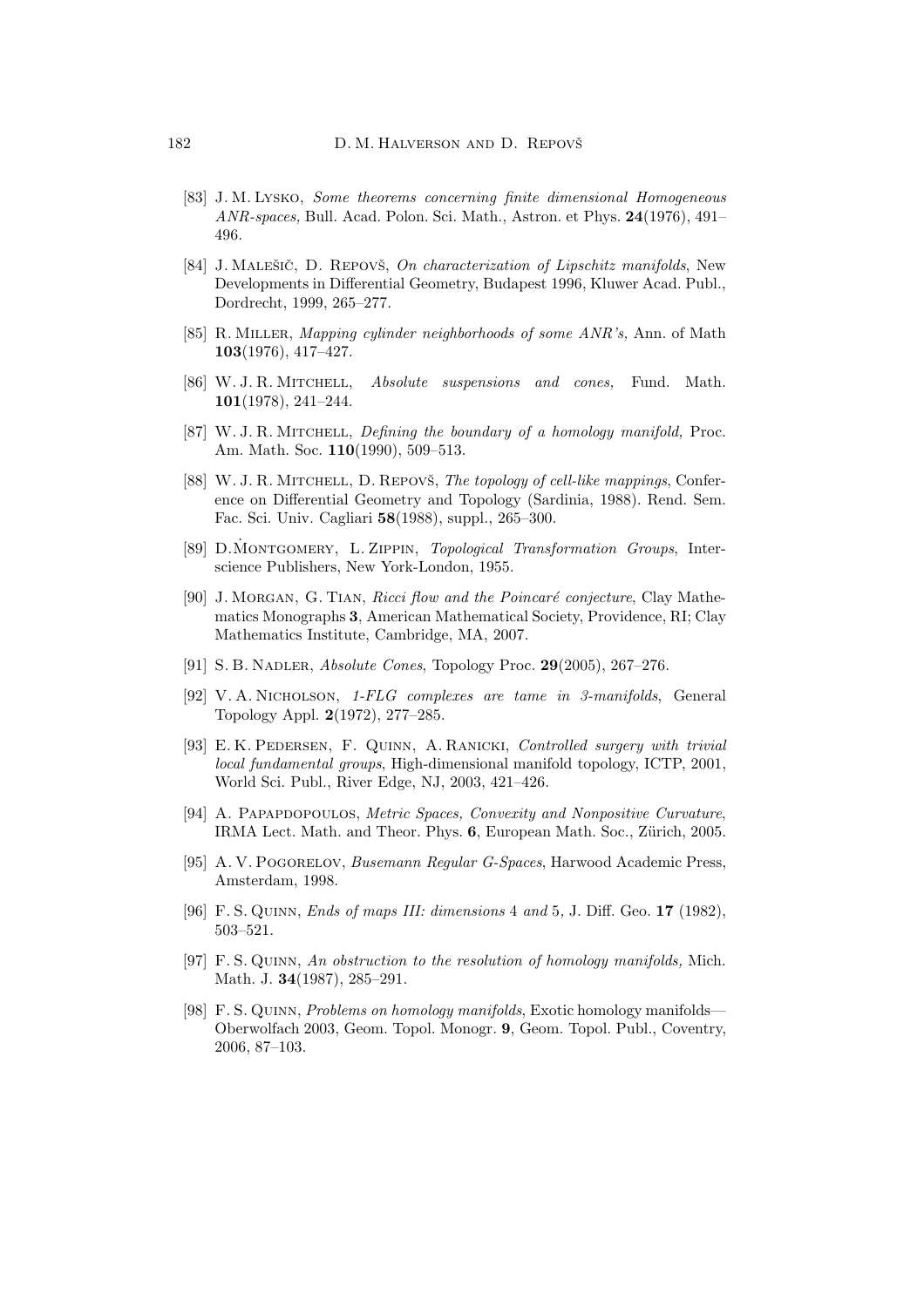[83] J. M. Lysko, *Some theorems concerning finite dimensional Homogeneous ANR-spaces,* Bull. Acad. Polon. Sci. Math., Astron. et Phys. **24**(1976), 491–496.

[84] J. Malešič, D. Repovš, *On characterization of Lipschitz manifolds*, New Developments in Differential Geometry, Budapest 1996, Kluwer Acad. Publ., Dordrecht, 1999, 265–277.

[85] R. Miller, *Mapping cylinder neighborhoods of some ANR's,* Ann. of Math **103**(1976), 417–427.

[86] W. J. R. Mitchell, *Absolute suspensions and cones,* Fund. Math. **101**(1978), 241–244.

[87] W. J. R. Mitchell, *Defining the boundary of a homology manifold,* Proc. Am. Math. Soc. **110**(1990), 509–513.

[88] W. J. R. Mitchell, D. Repovš, *The topology of cell-like mappings*, Conference on Differential Geometry and Topology (Sardinia, 1988). Rend. Sem. Fac. Sci. Univ. Cagliari **58**(1988), suppl., 265–300.

[89] D. Montgomery, L. Zippin, *Topological Transformation Groups*, Interscience Publishers, New York-London, 1955.

[90] J. Morgan, G. Tian, *Ricci flow and the Poincaré conjecture*, Clay Mathematics Monographs **3**, American Mathematical Society, Providence, RI; Clay Mathematics Institute, Cambridge, MA, 2007.

[91] S. B. Nadler, *Absolute Cones*, Topology Proc. **29**(2005), 267–276.

[92] V. A. Nicholson, *1-FLG complexes are tame in 3-manifolds*, General Topology Appl. **2**(1972), 277–285.

[93] E. K. Pedersen, F. Quinn, A. Ranicki, *Controlled surgery with trivial local fundamental groups*, High-dimensional manifold topology, ICTP, 2001, World Sci. Publ., River Edge, NJ, 2003, 421–426.

[94] A. Papapdopoulos, *Metric Spaces, Convexity and Nonpositive Curvature*, IRMA Lect. Math. and Theor. Phys. **6**, European Math. Soc., Zürich, 2005.

[95] A. V. Pogorelov, *Busemann Regular G-Spaces*, Harwood Academic Press, Amsterdam, 1998.

[96] F. S. Quinn, *Ends of maps III: dimensions* 4 *and* 5*,* J. Diff. Geo. **17** (1982), 503–521.

[97] F. S. Quinn, *An obstruction to the resolution of homology manifolds,* Mich. Math. J. **34**(1987), 285–291.

[98] F. S. Quinn, *Problems on homology manifolds*, Exotic homology manifolds—Oberwolfach 2003, Geom. Topol. Monogr. **9**, Geom. Topol. Publ., Coventry, 2006, 87–103.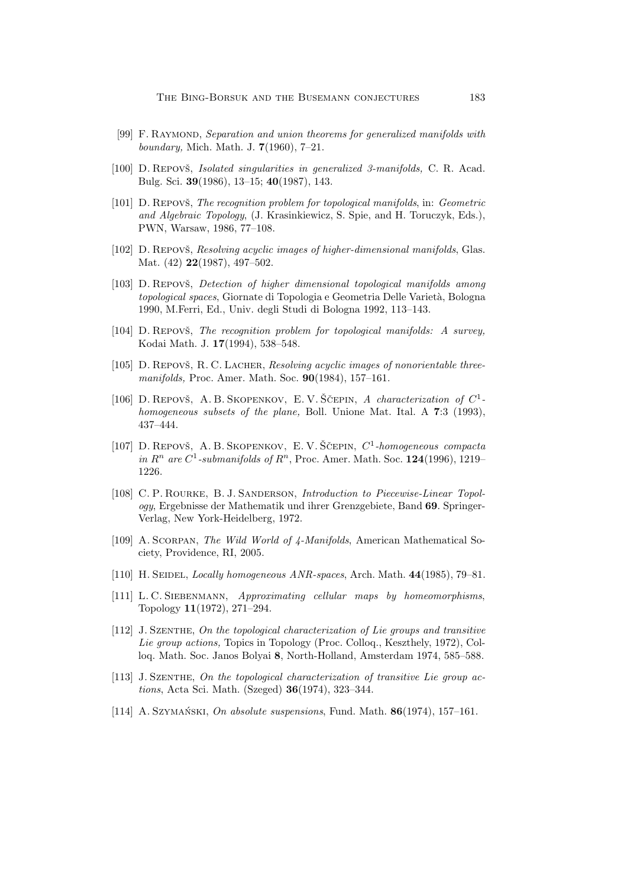[99] F. Raymond, *Separation and union theorems for generalized manifolds with boundary,* Mich. Math. J. **7**(1960), 7–21.

[100] D. Repovš, *Isolated singularities in generalized 3-manifolds,* C. R. Acad. Bulg. Sci. **39**(1986), 13–15; **40**(1987), 143.

[101] D. Repovš, *The recognition problem for topological manifolds*, in: *Geometric and Algebraic Topology,* (J. Krasinkiewicz, S. Spie, and H. Toruczyk, Eds.), PWN, Warsaw, 1986, 77–108.

[102] D. Repovš, *Resolving acyclic images of higher-dimensional manifolds*, Glas. Mat. (42) **22**(1987), 497–502.

[103] D. Repovš, *Detection of higher dimensional topological manifolds among topological spaces*, Giornate di Topologia e Geometria Delle Varietà, Bologna 1990, M.Ferri, Ed., Univ. degli Studi di Bologna 1992, 113–143.

[104] D. Repovš, *The recognition problem for topological manifolds: A survey,* Kodai Math. J. **17**(1994), 538–548.

[105] D. Repovš, R. C. Lacher, *Resolving acyclic images of nonorientable three-manifolds,* Proc. Amer. Math. Soc. **90**(1984), 157–161.

[106] D. Repovš, A. B. Skopenkov, E. V. Ščepin, *A characterization of $C^1$-homogeneous subsets of the plane,* Boll. Unione Mat. Ital. A **7**:3 (1993), 437–444.

[107] D. Repovš, A. B. Skopenkov, E. V. Ščepin, *$C^1$-homogeneous compacta in $R^n$ are $C^1$-submanifolds of $R^n$*, Proc. Amer. Math. Soc. **124**(1996), 1219–1226.

[108] C. P. Rourke, B. J. Sanderson, *Introduction to Piecewise-Linear Topology*, Ergebnisse der Mathematik und ihrer Grenzgebiete, Band **69**. Springer-Verlag, New York-Heidelberg, 1972.

[109] A. Scorpan, *The Wild World of 4-Manifolds*, American Mathematical Society, Providence, RI, 2005.

[110] H. Seidel, *Locally homogeneous ANR-spaces*, Arch. Math. **44**(1985), 79–81.

[111] L. C. Siebenmann, *Approximating cellular maps by homeomorphisms*, Topology **11**(1972), 271–294.

[112] J. Szenthe, *On the topological characterization of Lie groups and transitive Lie group actions,* Topics in Topology (Proc. Colloq., Keszthely, 1972), Colloq. Math. Soc. Janos Bolyai **8**, North-Holland, Amsterdam 1974, 585–588.

[113] J. Szenthe, *On the topological characterization of transitive Lie group actions*, Acta Sci. Math. (Szeged) **36**(1974), 323–344.

[114] A. Szymański, *On absolute suspensions*, Fund. Math. **86**(1974), 157–161.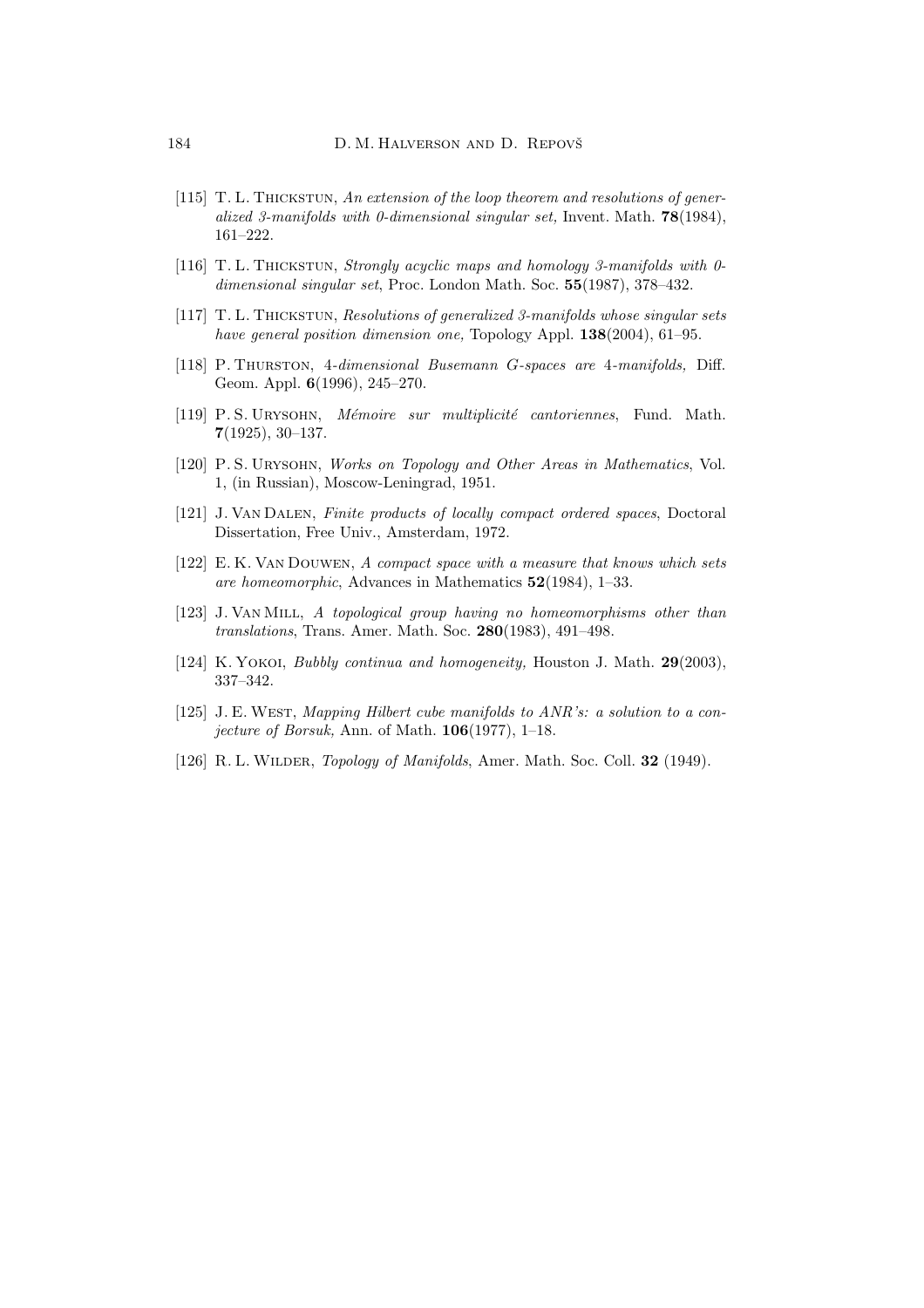[115] T. L. Thickstun, *An extension of the loop theorem and resolutions of generalized 3-manifolds with 0-dimensional singular set,* Invent. Math. **78**(1984), 161–222.

[116] T. L. Thickstun, *Strongly acyclic maps and homology 3-manifolds with 0-dimensional singular set*, Proc. London Math. Soc. **55**(1987), 378–432.

[117] T. L. Thickstun, *Resolutions of generalized 3-manifolds whose singular sets have general position dimension one,* Topology Appl. **138**(2004), 61–95.

[118] P. Thurston, *4-dimensional Busemann G-spaces are 4-manifolds,* Diff. Geom. Appl. **6**(1996), 245–270.

[119] P. S. Urysohn, *Mémoire sur multiplicité cantoriennes*, Fund. Math. **7**(1925), 30–137.

[120] P. S. Urysohn, *Works on Topology and Other Areas in Mathematics*, Vol. 1, (in Russian), Moscow-Leningrad, 1951.

[121] J. Van Dalen, *Finite products of locally compact ordered spaces*, Doctoral Dissertation, Free Univ., Amsterdam, 1972.

[122] E. K. Van Douwen, *A compact space with a measure that knows which sets are homeomorphic*, Advances in Mathematics **52**(1984), 1–33.

[123] J. Van Mill, *A topological group having no homeomorphisms other than translations*, Trans. Amer. Math. Soc. **280**(1983), 491–498.

[124] K. Yokoi, *Bubbly continua and homogeneity,* Houston J. Math. **29**(2003), 337–342.

[125] J. E. West, *Mapping Hilbert cube manifolds to ANR's: a solution to a conjecture of Borsuk,* Ann. of Math. **106**(1977), 1–18.

[126] R. L. Wilder, *Topology of Manifolds*, Amer. Math. Soc. Coll. **32** (1949).